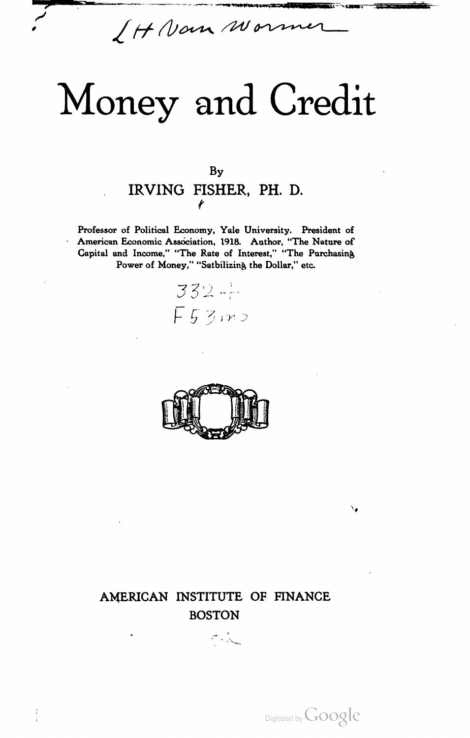# Money and Credit

By

IRVING FISHER, PH. D.

Professor of Political Economy, Yale University. President of American Economic Association, 1918. Author, "The Nature of Capital and Income," "The Rate of Interest," "The Purchasing Power of Money," "Satbilizing the Dollar," etc.

AMERICAN INSTITUTE OF FINANCE

BOSTON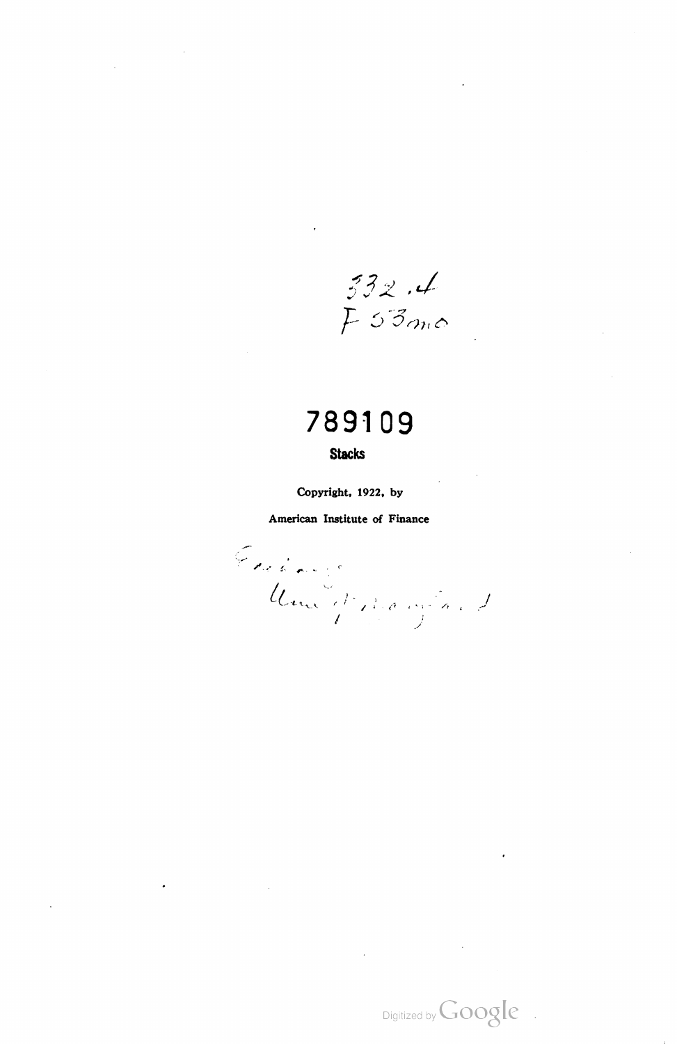332.4
F53mo

789109

Stacks

Copyright, 1922, by

American Institute of Finance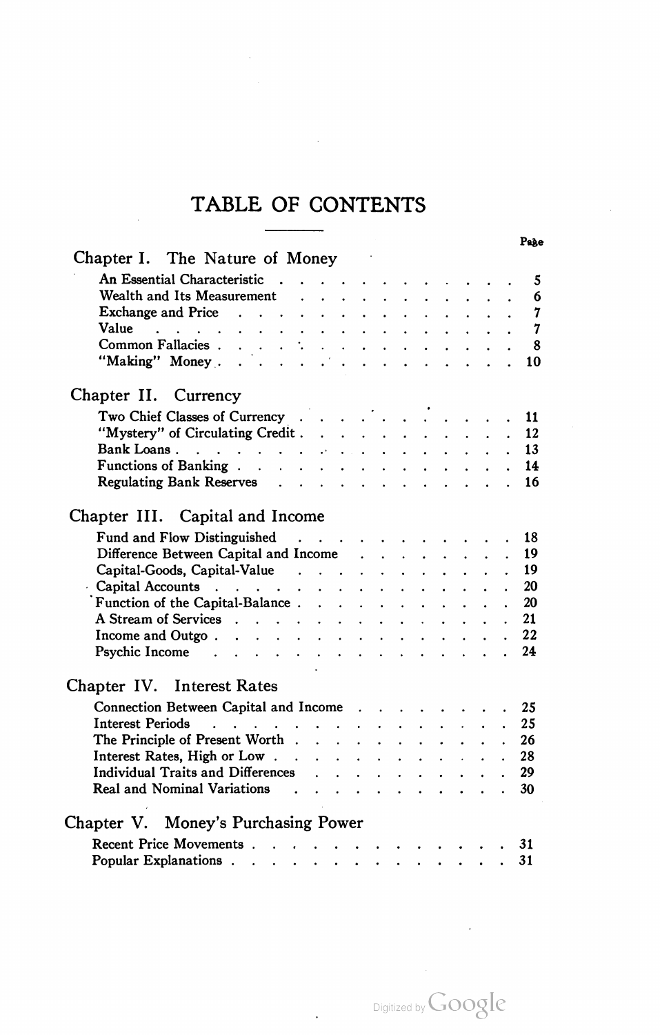# TABLE OF CONTENTS

| | Page |
|---|---|
| **Chapter I. The Nature of Money** | |
| An Essential Characteristic | 5 |
| Wealth and Its Measurement | 6 |
| Exchange and Price | 7 |
| Value | 7 |
| Common Fallacies | 8 |
| "Making" Money | 10 |
| **Chapter II. Currency** | |
| Two Chief Classes of Currency | 11 |
| "Mystery" of Circulating Credit | 12 |
| Bank Loans | 13 |
| Functions of Banking | 14 |
| Regulating Bank Reserves | 16 |
| **Chapter III. Capital and Income** | |
| Fund and Flow Distinguished | 18 |
| Difference Between Capital and Income | 19 |
| Capital-Goods, Capital-Value | 19 |
| Capital Accounts | 20 |
| Function of the Capital-Balance | 20 |
| A Stream of Services | 21 |
| Income and Outgo | 22 |
| Psychic Income | 24 |
| **Chapter IV. Interest Rates** | |
| Connection Between Capital and Income | 25 |
| Interest Periods | 25 |
| The Principle of Present Worth | 26 |
| Interest Rates, High or Low | 28 |
| Individual Traits and Differences | 29 |
| Real and Nominal Variations | 30 |
| **Chapter V. Money's Purchasing Power** | |
| Recent Price Movements | 31 |
| Popular Explanations | 31 |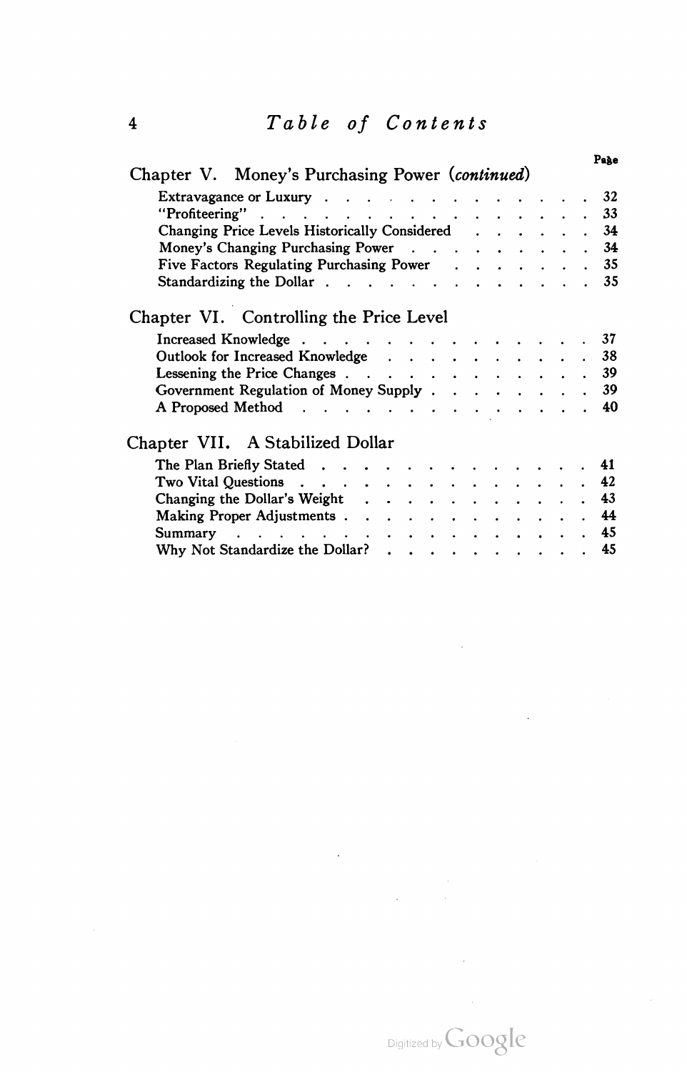## Table of Contents

**Chapter V. Money's Purchasing Power (*continued*)**

| | Page |
|---|---|
| Extravagance or Luxury | 32 |
| "Profiteering" | 33 |
| Changing Price Levels Historically Considered | 34 |
| Money's Changing Purchasing Power | 34 |
| Five Factors Regulating Purchasing Power | 35 |
| Standardizing the Dollar | 35 |

**Chapter VI. Controlling the Price Level**

| | |
|---|---|
| Increased Knowledge | 37 |
| Outlook for Increased Knowledge | 38 |
| Lessening the Price Changes | 39 |
| Government Regulation of Money Supply | 39 |
| A Proposed Method | 40 |

**Chapter VII. A Stabilized Dollar**

| | |
|---|---|
| The Plan Briefly Stated | 41 |
| Two Vital Questions | 42 |
| Changing the Dollar's Weight | 43 |
| Making Proper Adjustments | 44 |
| Summary | 45 |
| Why Not Standardize the Dollar? | 45 |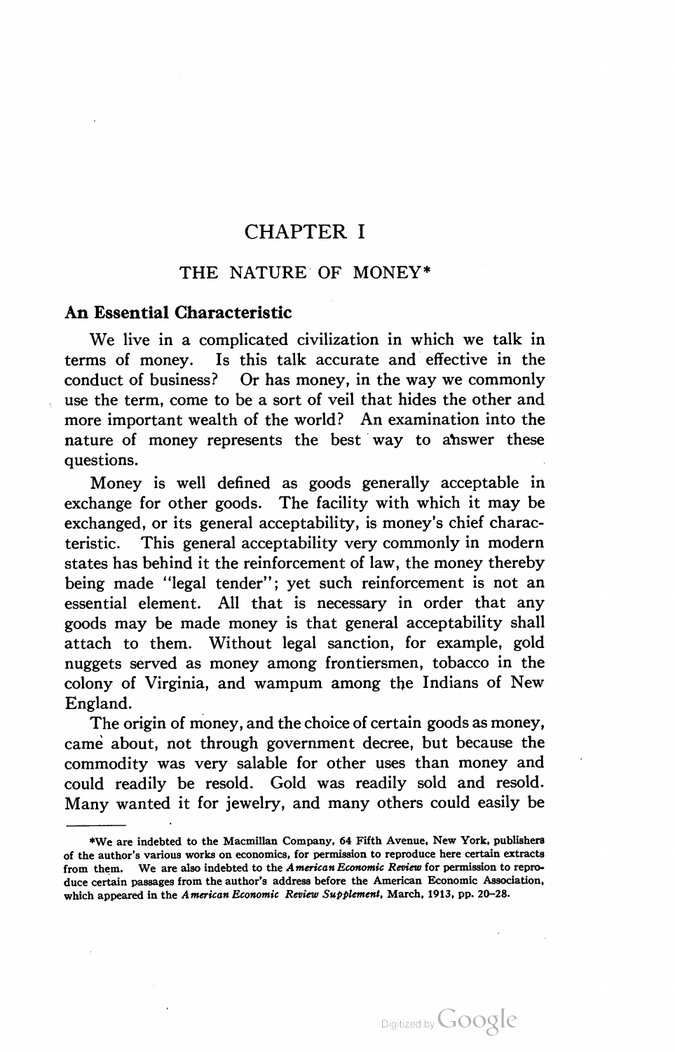# CHAPTER I

## THE NATURE OF MONEY*

### An Essential Characteristic

We live in a complicated civilization in which we talk in terms of money. Is this talk accurate and effective in the conduct of business? Or has money, in the way we commonly use the term, come to be a sort of veil that hides the other and more important wealth of the world? An examination into the nature of money represents the best way to answer these questions.

Money is well defined as goods generally acceptable in exchange for other goods. The facility with which it may be exchanged, or its general acceptability, is money's chief characteristic. This general acceptability very commonly in modern states has behind it the reinforcement of law, the money thereby being made "legal tender"; yet such reinforcement is not an essential element. All that is necessary in order that any goods may be made money is that general acceptability shall attach to them. Without legal sanction, for example, gold nuggets served as money among frontiersmen, tobacco in the colony of Virginia, and wampum among the Indians of New England.

The origin of money, and the choice of certain goods as money, came about, not through government decree, but because the commodity was very salable for other uses than money and could readily be resold. Gold was readily sold and resold. Many wanted it for jewelry, and many others could easily be

---

*We are indebted to the Macmillan Company, 64 Fifth Avenue, New York, publishers of the author's various works on economics, for permission to reproduce here certain extracts from them. We are also indebted to the *American Economic Review* for permission to reproduce certain passages from the author's address before the American Economic Association, which appeared in the *American Economic Review Supplement*, March, 1913, pp. 20–28.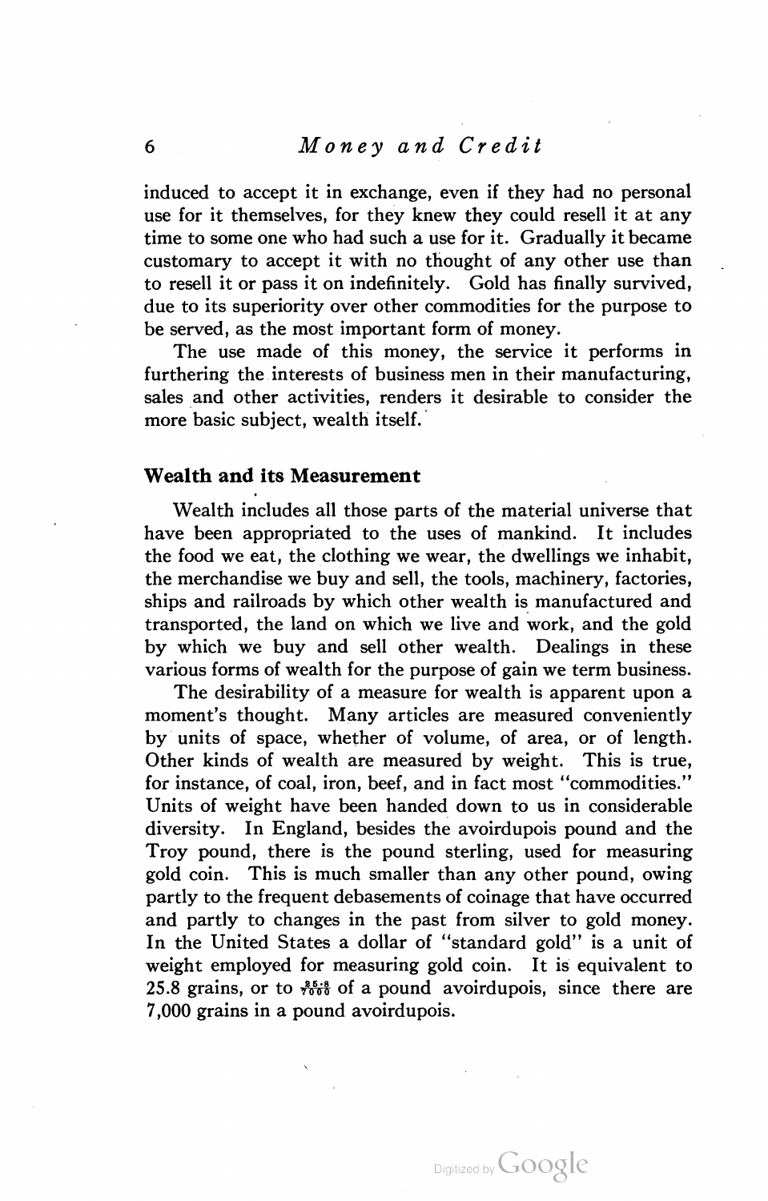induced to accept it in exchange, even if they had no personal use for it themselves, for they knew they could resell it at any time to some one who had such a use for it. Gradually it became customary to accept it with no thought of any other use than to resell it or pass it on indefinitely. Gold has finally survived, due to its superiority over other commodities for the purpose to be served, as the most important form of money.

The use made of this money, the service it performs in furthering the interests of business men in their manufacturing, sales and other activities, renders it desirable to consider the more basic subject, wealth itself.

## Wealth and its Measurement

Wealth includes all those parts of the material universe that have been appropriated to the uses of mankind. It includes the food we eat, the clothing we wear, the dwellings we inhabit, the merchandise we buy and sell, the tools, machinery, factories, ships and railroads by which other wealth is manufactured and transported, the land on which we live and work, and the gold by which we buy and sell other wealth. Dealings in these various forms of wealth for the purpose of gain we term business.

The desirability of a measure for wealth is apparent upon a moment's thought. Many articles are measured conveniently by units of space, whether of volume, of area, or of length. Other kinds of wealth are measured by weight. This is true, for instance, of coal, iron, beef, and in fact most "commodities." Units of weight have been handed down to us in considerable diversity. In England, besides the avoirdupois pound and the Troy pound, there is the pound sterling, used for measuring gold coin. This is much smaller than any other pound, owing partly to the frequent debasements of coinage that have occurred and partly to changes in the past from silver to gold money. In the United States a dollar of "standard gold" is a unit of weight employed for measuring gold coin. It is equivalent to 25.8 grains, or to $\frac{25.8}{7000}$ of a pound avoirdupois, since there are 7,000 grains in a pound avoirdupois.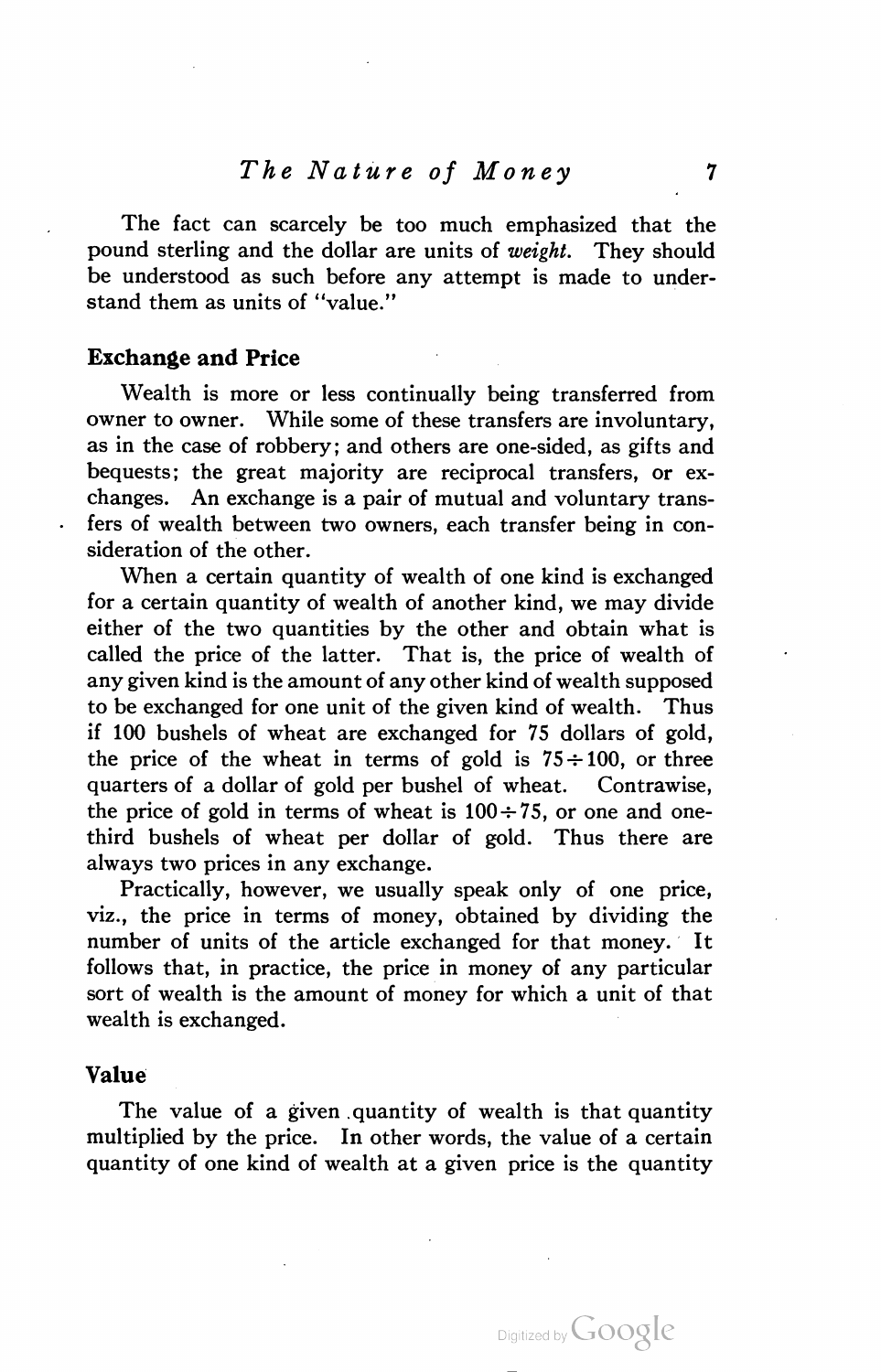The fact can scarcely be too much emphasized that the pound sterling and the dollar are units of *weight*. They should be understood as such before any attempt is made to understand them as units of "value."

### Exchange and Price

Wealth is more or less continually being transferred from owner to owner. While some of these transfers are involuntary, as in the case of robbery; and others are one-sided, as gifts and bequests; the great majority are reciprocal transfers, or exchanges. An exchange is a pair of mutual and voluntary transfers of wealth between two owners, each transfer being in consideration of the other.

When a certain quantity of wealth of one kind is exchanged for a certain quantity of wealth of another kind, we may divide either of the two quantities by the other and obtain what is called the price of the latter. That is, the price of wealth of any given kind is the amount of any other kind of wealth supposed to be exchanged for one unit of the given kind of wealth. Thus if 100 bushels of wheat are exchanged for 75 dollars of gold, the price of the wheat in terms of gold is $75 \div 100$, or three quarters of a dollar of gold per bushel of wheat. Contrawise, the price of gold in terms of wheat is $100 \div 75$, or one and one-third bushels of wheat per dollar of gold. Thus there are always two prices in any exchange.

Practically, however, we usually speak only of one price, viz., the price in terms of money, obtained by dividing the number of units of the article exchanged for that money. It follows that, in practice, the price in money of any particular sort of wealth is the amount of money for which a unit of that wealth is exchanged.

### Value

The value of a given quantity of wealth is that quantity multiplied by the price. In other words, the value of a certain quantity of one kind of wealth at a given price is the quantity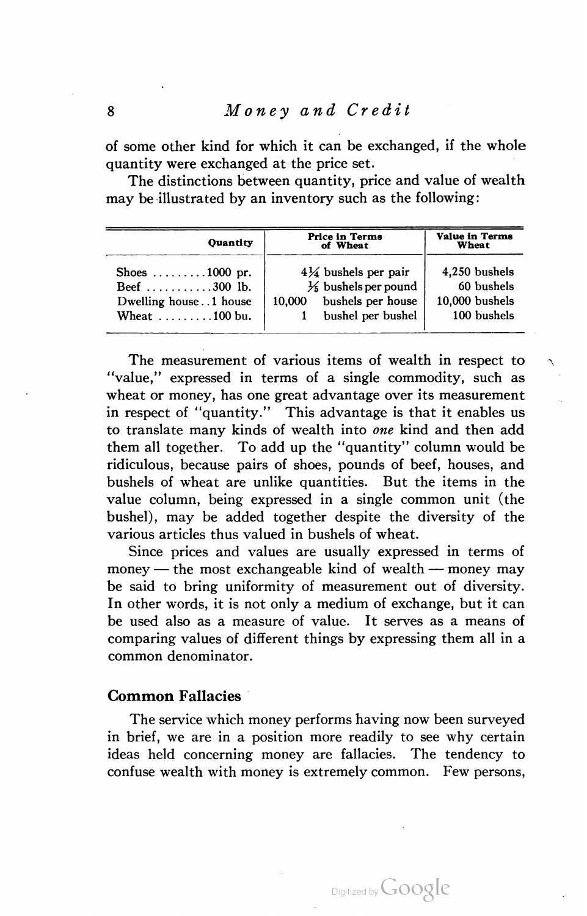of some other kind for which it can be exchanged, if the whole quantity were exchanged at the price set.

The distinctions between quantity, price and value of wealth may be illustrated by an inventory such as the following:

| Quantity | Price in Terms of Wheat | Value in Terms Wheat |
|---|---|---|
| Shoes .........1000 pr. | 4¼ bushels per pair | 4,250 bushels |
| Beef ...........300 lb. | ⅕ bushels per pound | 60 bushels |
| Dwelling house..1 house | 10,000 bushels per house | 10,000 bushels |
| Wheat .........100 bu. | 1 bushel per bushel | 100 bushels |

The measurement of various items of wealth in respect to "value," expressed in terms of a single commodity, such as wheat or money, has one great advantage over its measurement in respect of "quantity." This advantage is that it enables us to translate many kinds of wealth into *one* kind and then add them all together. To add up the "quantity" column would be ridiculous, because pairs of shoes, pounds of beef, houses, and bushels of wheat are unlike quantities. But the items in the value column, being expressed in a single common unit (the bushel), may be added together despite the diversity of the various articles thus valued in bushels of wheat.

Since prices and values are usually expressed in terms of money — the most exchangeable kind of wealth — money may be said to bring uniformity of measurement out of diversity. In other words, it is not only a medium of exchange, but it can be used also as a measure of value. It serves as a means of comparing values of different things by expressing them all in a common denominator.

## Common Fallacies

The service which money performs having now been surveyed in brief, we are in a position more readily to see why certain ideas held concerning money are fallacies. The tendency to confuse wealth with money is extremely common. Few persons,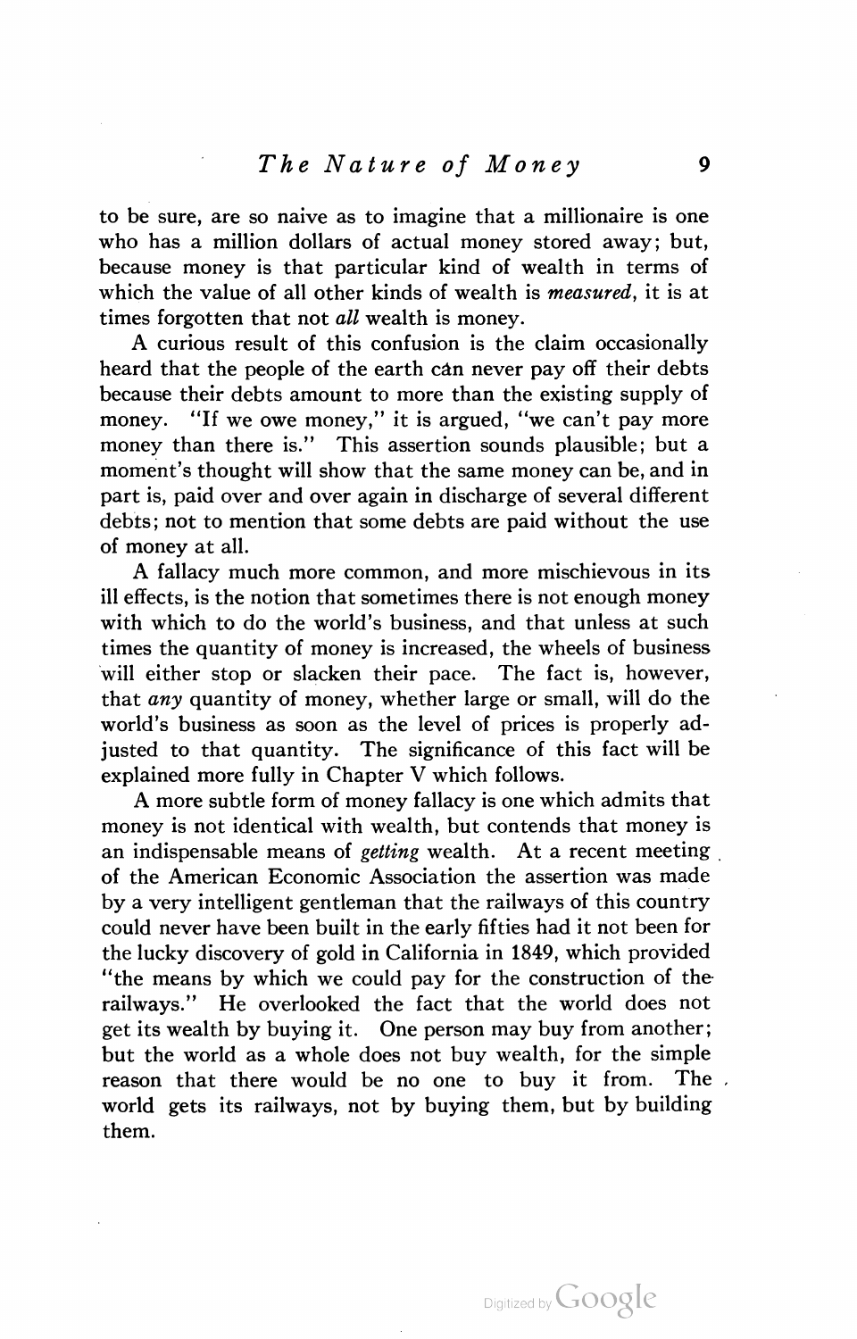to be sure, are so naive as to imagine that a millionaire is one who has a million dollars of actual money stored away; but, because money is that particular kind of wealth in terms of which the value of all other kinds of wealth is *measured*, it is at times forgotten that not *all* wealth is money.

A curious result of this confusion is the claim occasionally heard that the people of the earth can never pay off their debts because their debts amount to more than the existing supply of money. "If we owe money," it is argued, "we can't pay more money than there is." This assertion sounds plausible; but a moment's thought will show that the same money can be, and in part is, paid over and over again in discharge of several different debts; not to mention that some debts are paid without the use of money at all.

A fallacy much more common, and more mischievous in its ill effects, is the notion that sometimes there is not enough money with which to do the world's business, and that unless at such times the quantity of money is increased, the wheels of business will either stop or slacken their pace. The fact is, however, that *any* quantity of money, whether large or small, will do the world's business as soon as the level of prices is properly adjusted to that quantity. The significance of this fact will be explained more fully in Chapter V which follows.

A more subtle form of money fallacy is one which admits that money is not identical with wealth, but contends that money is an indispensable means of *getting* wealth. At a recent meeting of the American Economic Association the assertion was made by a very intelligent gentleman that the railways of this country could never have been built in the early fifties had it not been for the lucky discovery of gold in California in 1849, which provided "the means by which we could pay for the construction of the railways." He overlooked the fact that the world does not get its wealth by buying it. One person may buy from another; but the world as a whole does not buy wealth, for the simple reason that there would be no one to buy it from. The world gets its railways, not by buying them, but by building them.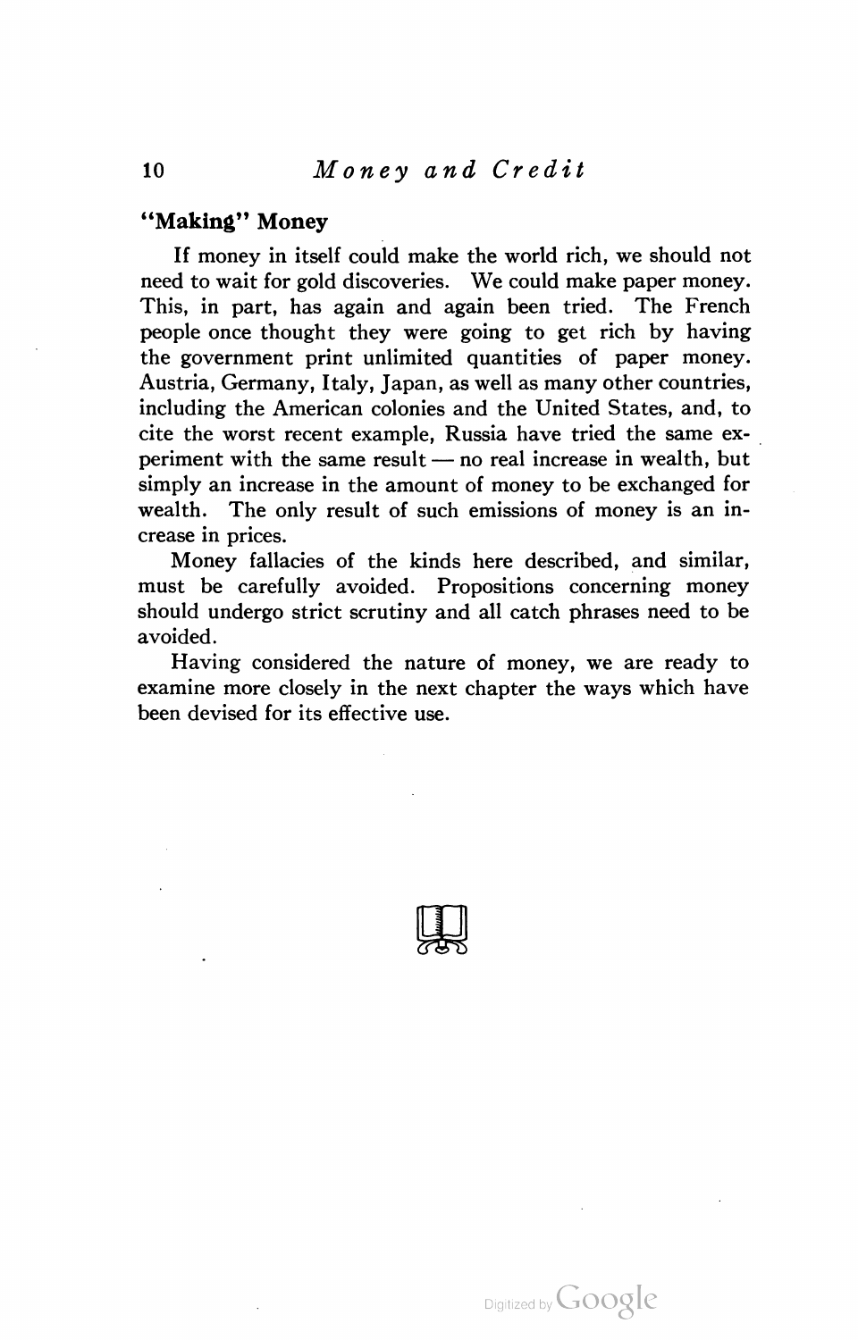### "Making" Money

If money in itself could make the world rich, we should not need to wait for gold discoveries. We could make paper money. This, in part, has again and again been tried. The French people once thought they were going to get rich by having the government print unlimited quantities of paper money. Austria, Germany, Italy, Japan, as well as many other countries, including the American colonies and the United States, and, to cite the worst recent example, Russia have tried the same experiment with the same result — no real increase in wealth, but simply an increase in the amount of money to be exchanged for wealth. The only result of such emissions of money is an increase in prices.

Money fallacies of the kinds here described, and similar, must be carefully avoided. Propositions concerning money should undergo strict scrutiny and all catch phrases need to be avoided.

Having considered the nature of money, we are ready to examine more closely in the next chapter the ways which have been devised for its effective use.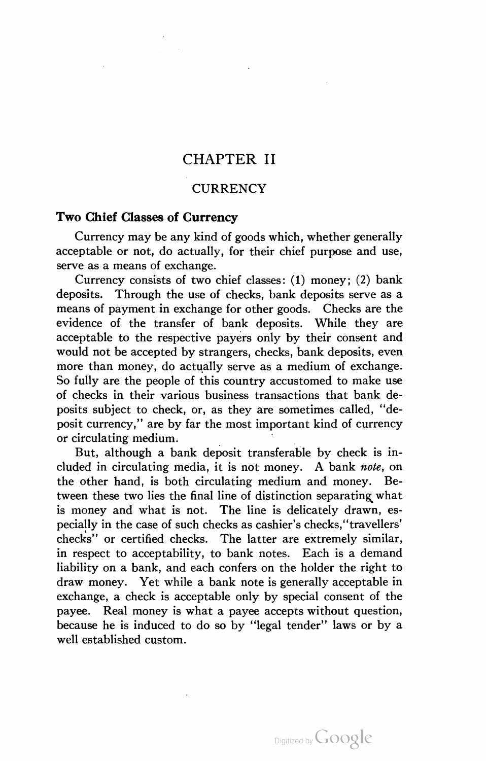# CHAPTER II

## CURRENCY

### Two Chief Classes of Currency

Currency may be any kind of goods which, whether generally acceptable or not, do actually, for their chief purpose and use, serve as a means of exchange.

Currency consists of two chief classes: (1) money; (2) bank deposits. Through the use of checks, bank deposits serve as a means of payment in exchange for other goods. Checks are the evidence of the transfer of bank deposits. While they are acceptable to the respective payers only by their consent and would not be accepted by strangers, checks, bank deposits, even more than money, do actually serve as a medium of exchange. So fully are the people of this country accustomed to make use of checks in their various business transactions that bank deposits subject to check, or, as they are sometimes called, "deposit currency," are by far the most important kind of currency or circulating medium.

But, although a bank deposit transferable by check is included in circulating media, it is not money. A bank *note*, on the other hand, is both circulating medium and money. Between these two lies the final line of distinction separating what is money and what is not. The line is delicately drawn, especially in the case of such checks as cashier's checks, "travellers' checks" or certified checks. The latter are extremely similar, in respect to acceptability, to bank notes. Each is a demand liability on a bank, and each confers on the holder the right to draw money. Yet while a bank note is generally acceptable in exchange, a check is acceptable only by special consent of the payee. Real money is what a payee accepts without question, because he is induced to do so by "legal tender" laws or by a well established custom.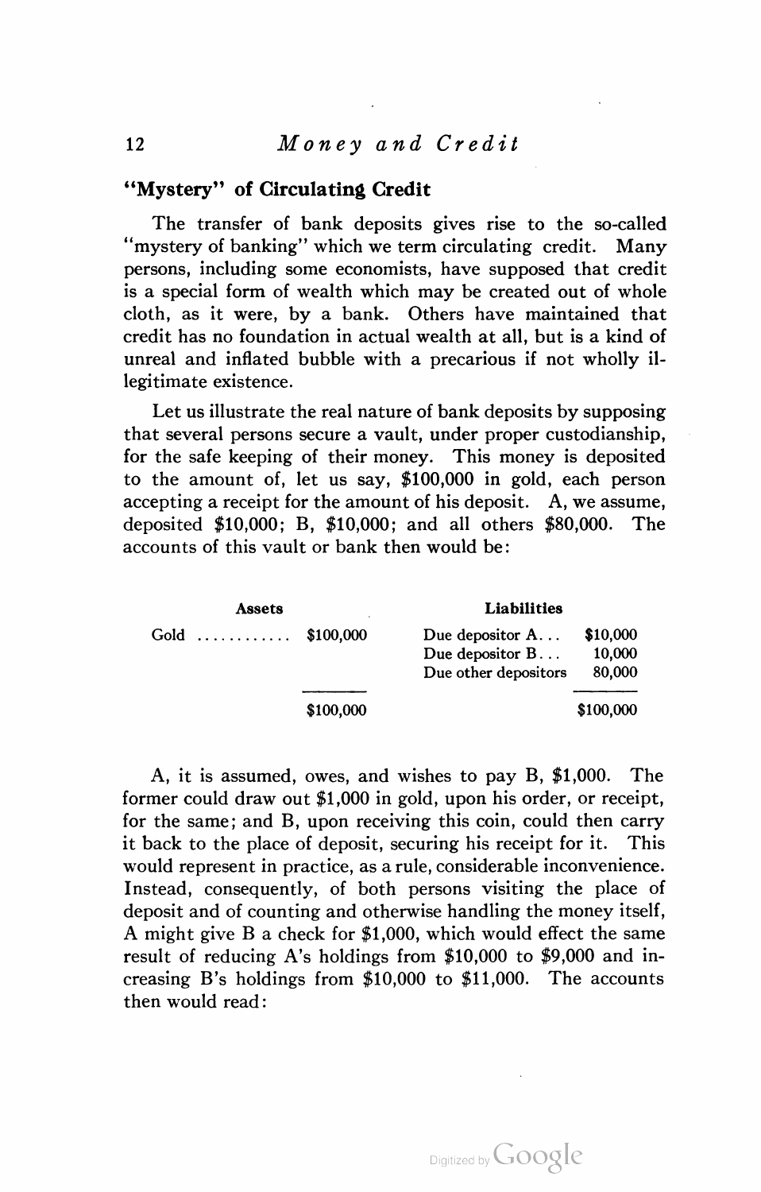## "Mystery" of Circulating Credit

The transfer of bank deposits gives rise to the so-called "mystery of banking" which we term circulating credit. Many persons, including some economists, have supposed that credit is a special form of wealth which may be created out of whole cloth, as it were, by a bank. Others have maintained that credit has no foundation in actual wealth at all, but is a kind of unreal and inflated bubble with a precarious if not wholly illegitimate existence.

Let us illustrate the real nature of bank deposits by supposing that several persons secure a vault, under proper custodianship, for the safe keeping of their money. This money is deposited to the amount of, let us say, $100,000 in gold, each person accepting a receipt for the amount of his deposit. A, we assume, deposited $10,000; B, $10,000; and all others $80,000. The accounts of this vault or bank then would be:

| Assets | | Liabilities | |
|---|---|---|---|
| Gold ............ | $100,000 | Due depositor A... | $10,000 |
| | | Due depositor B... | 10,000 |
| | | Due other depositors | 80,000 |
| | $100,000 | | $100,000 |

A, it is assumed, owes, and wishes to pay B, $1,000. The former could draw out $1,000 in gold, upon his order, or receipt, for the same; and B, upon receiving this coin, could then carry it back to the place of deposit, securing his receipt for it. This would represent in practice, as a rule, considerable inconvenience. Instead, consequently, of both persons visiting the place of deposit and of counting and otherwise handling the money itself, A might give B a check for $1,000, which would effect the same result of reducing A's holdings from $10,000 to $9,000 and increasing B's holdings from $10,000 to $11,000. The accounts then would read: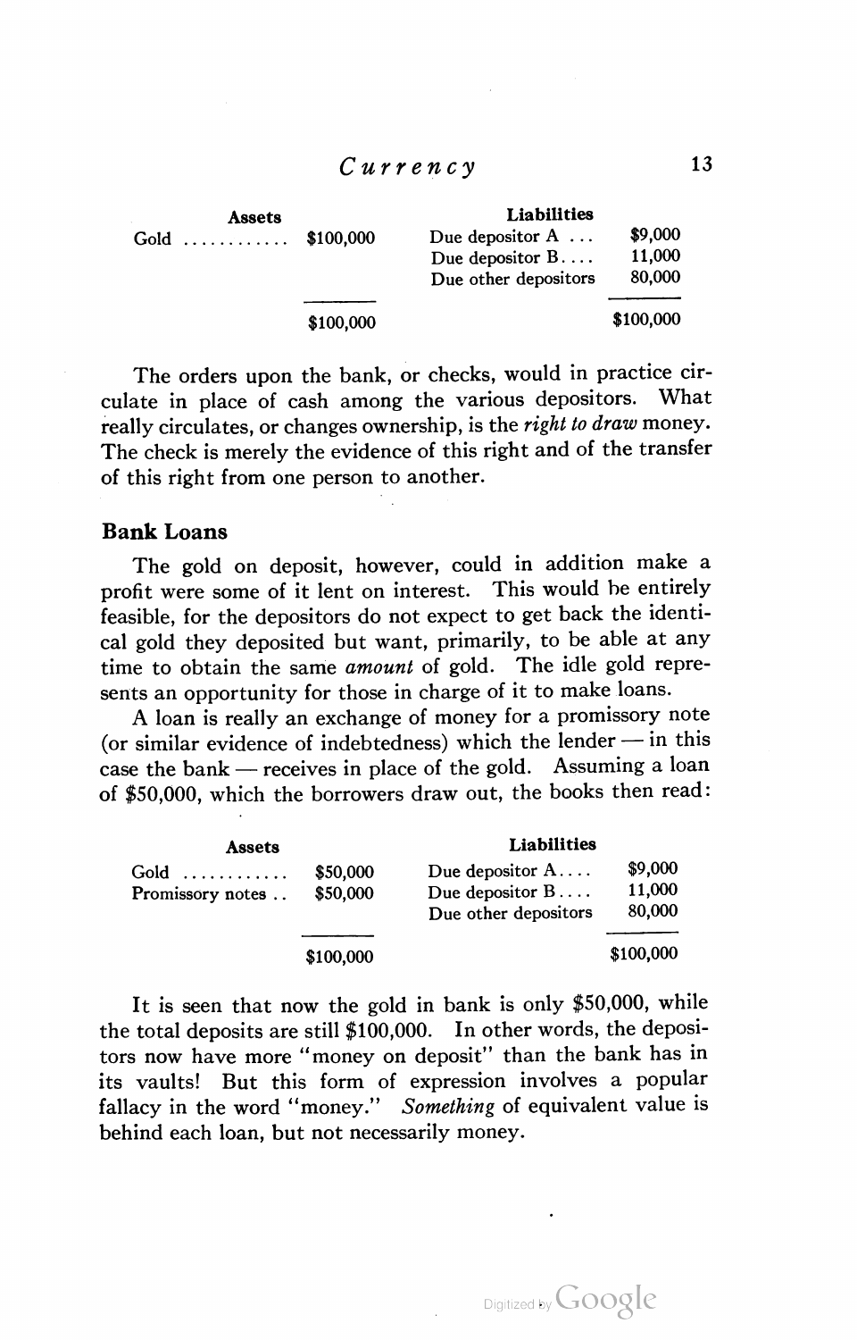| Assets | | Liabilities | |
|---|---|---|---|
| Gold ............ | $100,000 | Due depositor A ... | $9,000 |
| | | Due depositor B.... | 11,000 |
| | | Due other depositors | 80,000 |
| | $100,000 | | $100,000 |

The orders upon the bank, or checks, would in practice circulate in place of cash among the various depositors. What really circulates, or changes ownership, is the *right to draw* money. The check is merely the evidence of this right and of the transfer of this right from one person to another.

### Bank Loans

The gold on deposit, however, could in addition make a profit were some of it lent on interest. This would be entirely feasible, for the depositors do not expect to get back the identical gold they deposited but want, primarily, to be able at any time to obtain the same *amount* of gold. The idle gold represents an opportunity for those in charge of it to make loans.

A loan is really an exchange of money for a promissory note (or similar evidence of indebtedness) which the lender — in this case the bank — receives in place of the gold. Assuming a loan of $50,000, which the borrowers draw out, the books then read:

| Assets | | Liabilities | |
|---|---|---|---|
| Gold ............ | $50,000 | Due depositor A.... | $9,000 |
| Promissory notes .. | $50,000 | Due depositor B.... | 11,000 |
| | | Due other depositors | 80,000 |
| | $100,000 | | $100,000 |

It is seen that now the gold in bank is only $50,000, while the total deposits are still $100,000. In other words, the depositors now have more "money on deposit" than the bank has in its vaults! But this form of expression involves a popular fallacy in the word "money." *Something* of equivalent value is behind each loan, but not necessarily money.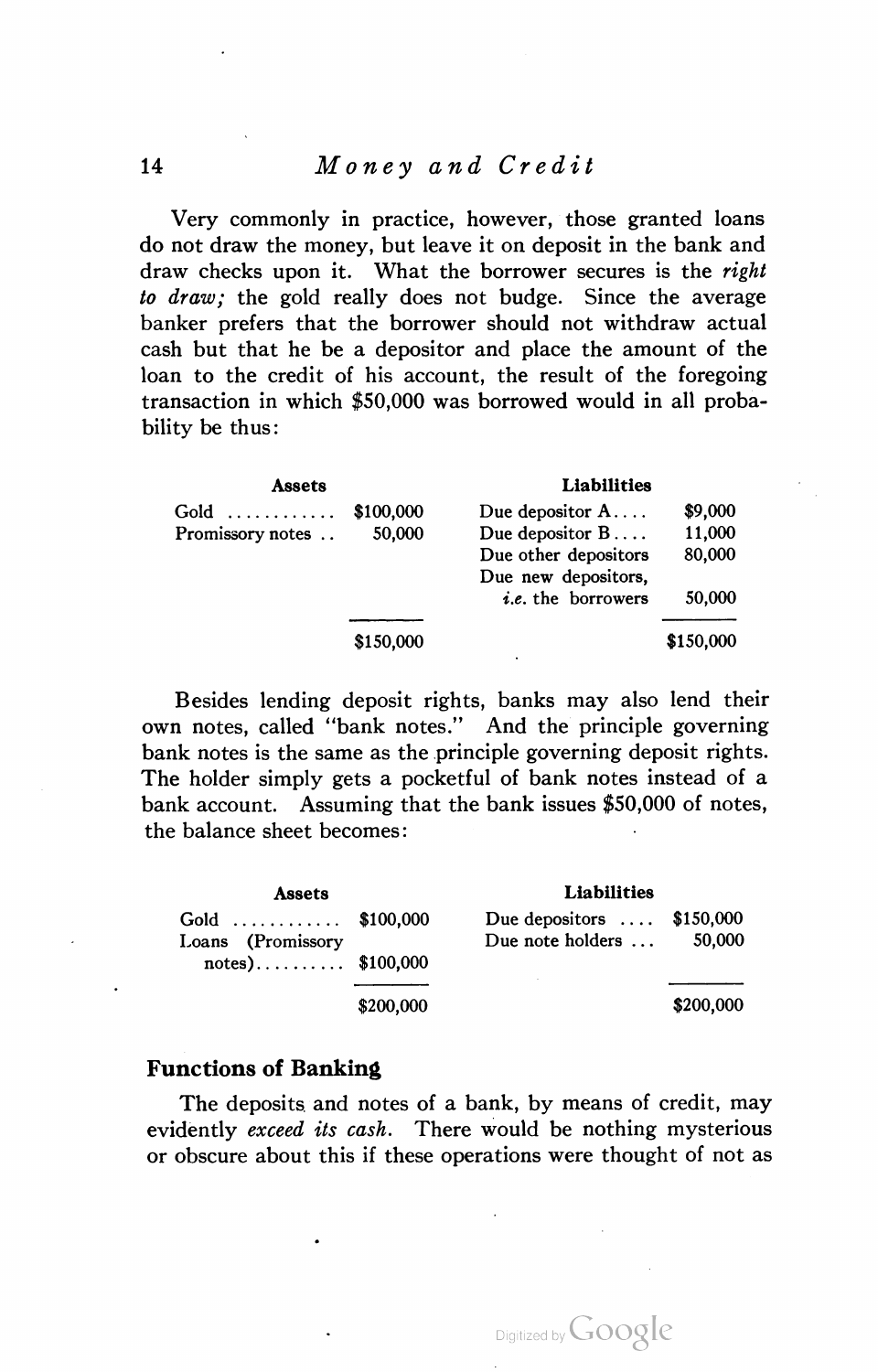Very commonly in practice, however, those granted loans do not draw the money, but leave it on deposit in the bank and draw checks upon it. What the borrower secures is the *right to draw;* the gold really does not budge. Since the average banker prefers that the borrower should not withdraw actual cash but that he be a depositor and place the amount of the loan to the credit of his account, the result of the foregoing transaction in which $50,000 was borrowed would in all probability be thus:

| Assets | | Liabilities | |
|---|---|---|---|
| Gold ............ | $100,000 | Due depositor A.... | $9,000 |
| Promissory notes .. | 50,000 | Due depositor B.... | 11,000 |
| | | Due other depositors | 80,000 |
| | | Due new depositors, *i.e.* the borrowers | 50,000 |
| | $150,000 | | $150,000 |

Besides lending deposit rights, banks may also lend their own notes, called "bank notes." And the principle governing bank notes is the same as the principle governing deposit rights. The holder simply gets a pocketful of bank notes instead of a bank account. Assuming that the bank issues $50,000 of notes, the balance sheet becomes:

| Assets | | Liabilities | |
|---|---|---|---|
| Gold ............ | $100,000 | Due depositors .... | $150,000 |
| Loans (Promissory notes).......... | $100,000 | Due note holders ... | 50,000 |
| | $200,000 | | $200,000 |

## Functions of Banking

The deposits and notes of a bank, by means of credit, may evidently *exceed its cash.* There would be nothing mysterious or obscure about this if these operations were thought of not as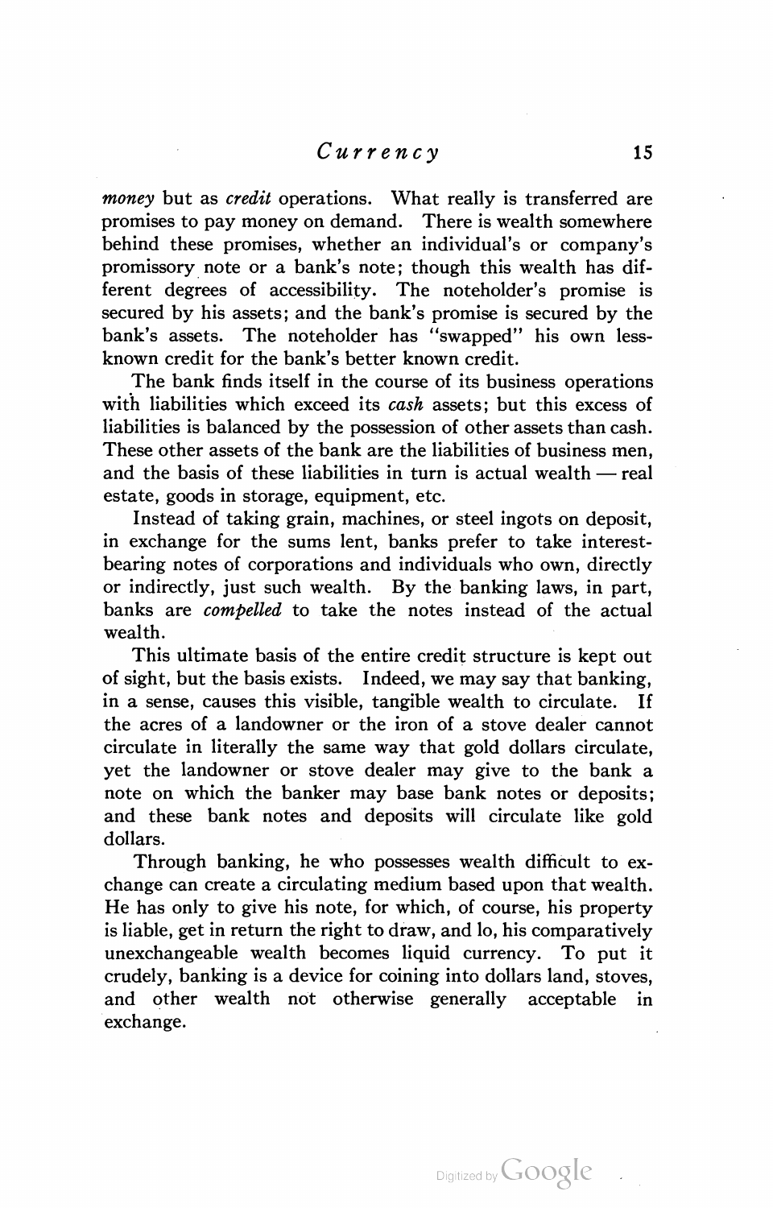*money* but as *credit* operations. What really is transferred are promises to pay money on demand. There is wealth somewhere behind these promises, whether an individual's or company's promissory note or a bank's note; though this wealth has different degrees of accessibility. The noteholder's promise is secured by his assets; and the bank's promise is secured by the bank's assets. The noteholder has "swapped" his own less-known credit for the bank's better known credit.

The bank finds itself in the course of its business operations with liabilities which exceed its *cash* assets; but this excess of liabilities is balanced by the possession of other assets than cash. These other assets of the bank are the liabilities of business men, and the basis of these liabilities in turn is actual wealth — real estate, goods in storage, equipment, etc.

Instead of taking grain, machines, or steel ingots on deposit, in exchange for the sums lent, banks prefer to take interest-bearing notes of corporations and individuals who own, directly or indirectly, just such wealth. By the banking laws, in part, banks are *compelled* to take the notes instead of the actual wealth.

This ultimate basis of the entire credit structure is kept out of sight, but the basis exists. Indeed, we may say that banking, in a sense, causes this visible, tangible wealth to circulate. If the acres of a landowner or the iron of a stove dealer cannot circulate in literally the same way that gold dollars circulate, yet the landowner or stove dealer may give to the bank a note on which the banker may base bank notes or deposits; and these bank notes and deposits will circulate like gold dollars.

Through banking, he who possesses wealth difficult to exchange can create a circulating medium based upon that wealth. He has only to give his note, for which, of course, his property is liable, get in return the right to draw, and lo, his comparatively unexchangeable wealth becomes liquid currency. To put it crudely, banking is a device for coining into dollars land, stoves, and other wealth not otherwise generally acceptable in exchange.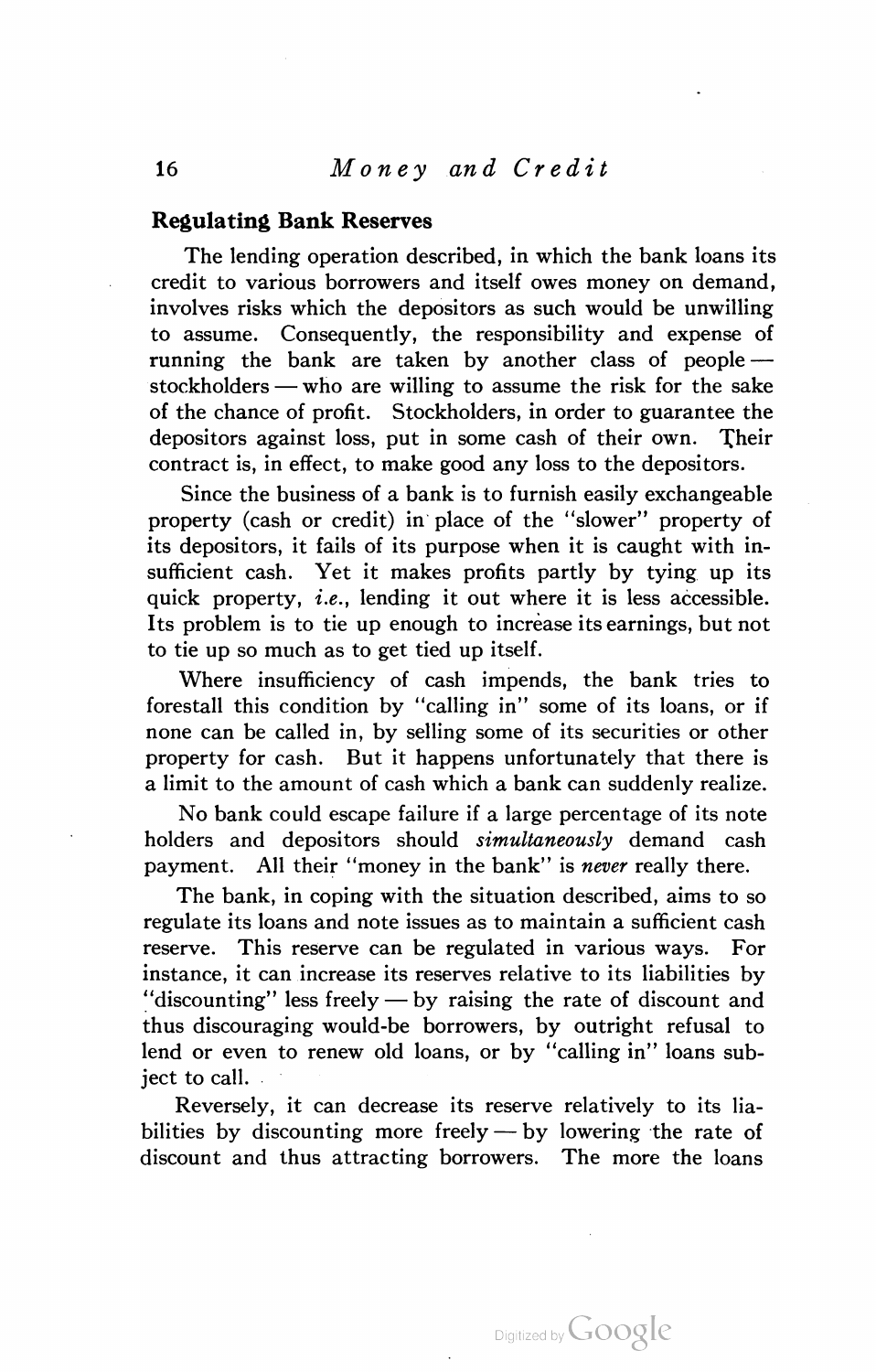## Regulating Bank Reserves

The lending operation described, in which the bank loans its credit to various borrowers and itself owes money on demand, involves risks which the depositors as such would be unwilling to assume. Consequently, the responsibility and expense of running the bank are taken by another class of people — stockholders — who are willing to assume the risk for the sake of the chance of profit. Stockholders, in order to guarantee the depositors against loss, put in some cash of their own. Their contract is, in effect, to make good any loss to the depositors.

Since the business of a bank is to furnish easily exchangeable property (cash or credit) in place of the "slower" property of its depositors, it fails of its purpose when it is caught with insufficient cash. Yet it makes profits partly by tying up its quick property, *i.e.*, lending it out where it is less accessible. Its problem is to tie up enough to increase its earnings, but not to tie up so much as to get tied up itself.

Where insufficiency of cash impends, the bank tries to forestall this condition by "calling in" some of its loans, or if none can be called in, by selling some of its securities or other property for cash. But it happens unfortunately that there is a limit to the amount of cash which a bank can suddenly realize.

No bank could escape failure if a large percentage of its note holders and depositors should *simultaneously* demand cash payment. All their "money in the bank" is *never* really there.

The bank, in coping with the situation described, aims to so regulate its loans and note issues as to maintain a sufficient cash reserve. This reserve can be regulated in various ways. For instance, it can increase its reserves relative to its liabilities by "discounting" less freely — by raising the rate of discount and thus discouraging would-be borrowers, by outright refusal to lend or even to renew old loans, or by "calling in" loans subject to call.

Reversely, it can decrease its reserve relatively to its liabilities by discounting more freely — by lowering the rate of discount and thus attracting borrowers. The more the loans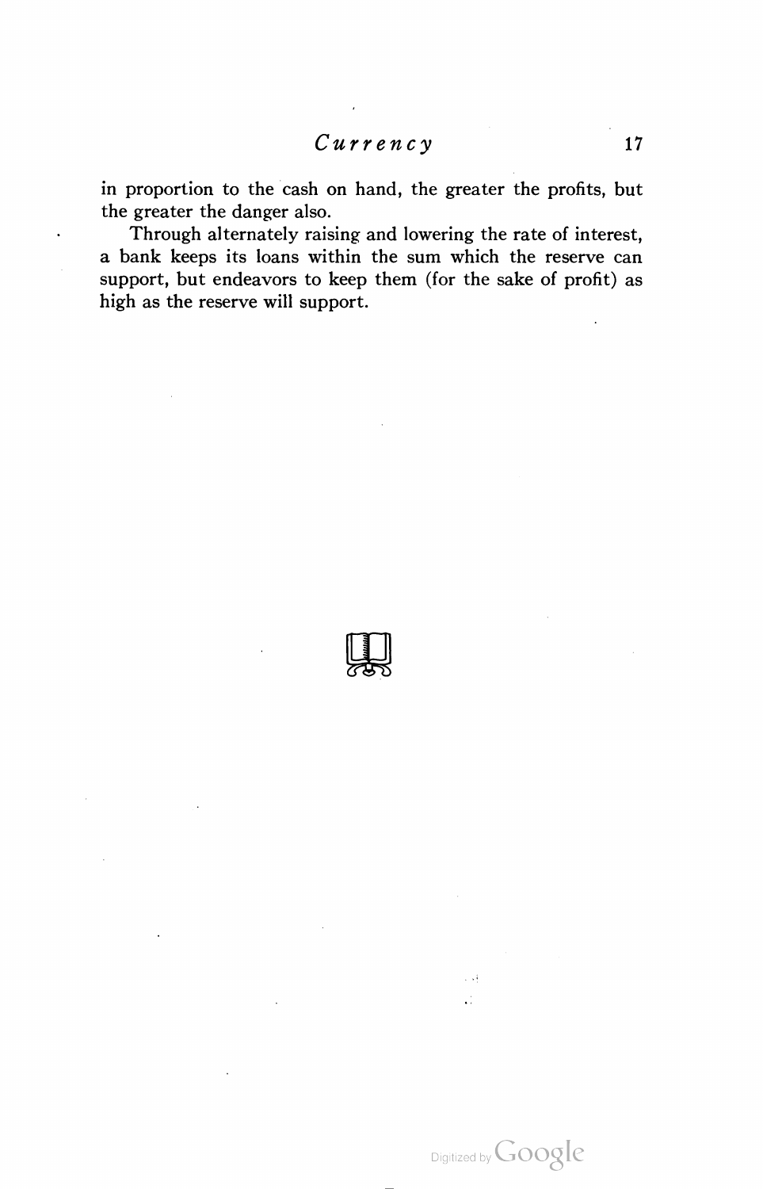in proportion to the cash on hand, the greater the profits, but the greater the danger also.

Through alternately raising and lowering the rate of interest, a bank keeps its loans within the sum which the reserve can support, but endeavors to keep them (for the sake of profit) as high as the reserve will support.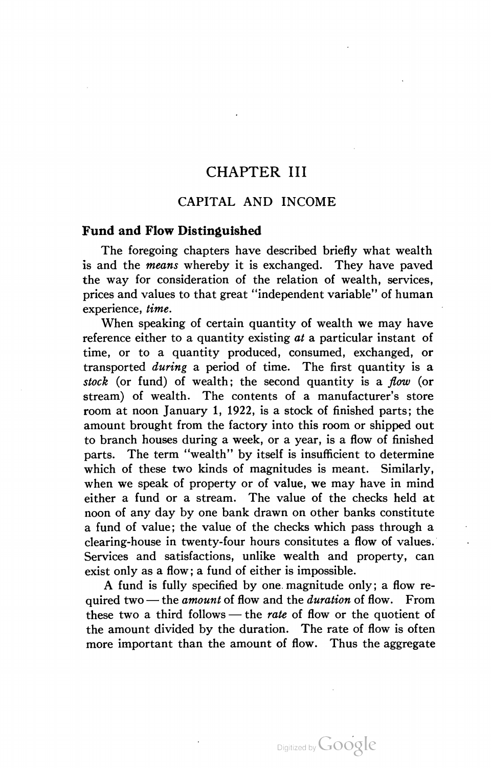# CHAPTER III

## CAPITAL AND INCOME

### Fund and Flow Distinguished

The foregoing chapters have described briefly what wealth is and the *means* whereby it is exchanged. They have paved the way for consideration of the relation of wealth, services, prices and values to that great "independent variable" of human experience, *time*.

When speaking of certain quantity of wealth we may have reference either to a quantity existing *at* a particular instant of time, or to a quantity produced, consumed, exchanged, or transported *during* a period of time. The first quantity is a *stock* (or fund) of wealth; the second quantity is a *flow* (or stream) of wealth. The contents of a manufacturer's store room at noon January 1, 1922, is a stock of finished parts; the amount brought from the factory into this room or shipped out to branch houses during a week, or a year, is a flow of finished parts. The term "wealth" by itself is insufficient to determine which of these two kinds of magnitudes is meant. Similarly, when we speak of property or of value, we may have in mind either a fund or a stream. The value of the checks held at noon of any day by one bank drawn on other banks constitute a fund of value; the value of the checks which pass through a clearing-house in twenty-four hours consitutes a flow of values. Services and satisfactions, unlike wealth and property, can exist only as a flow; a fund of either is impossible.

A fund is fully specified by one magnitude only; a flow required two — the *amount* of flow and the *duration* of flow. From these two a third follows — the *rate* of flow or the quotient of the amount divided by the duration. The rate of flow is often more important than the amount of flow. Thus the aggregate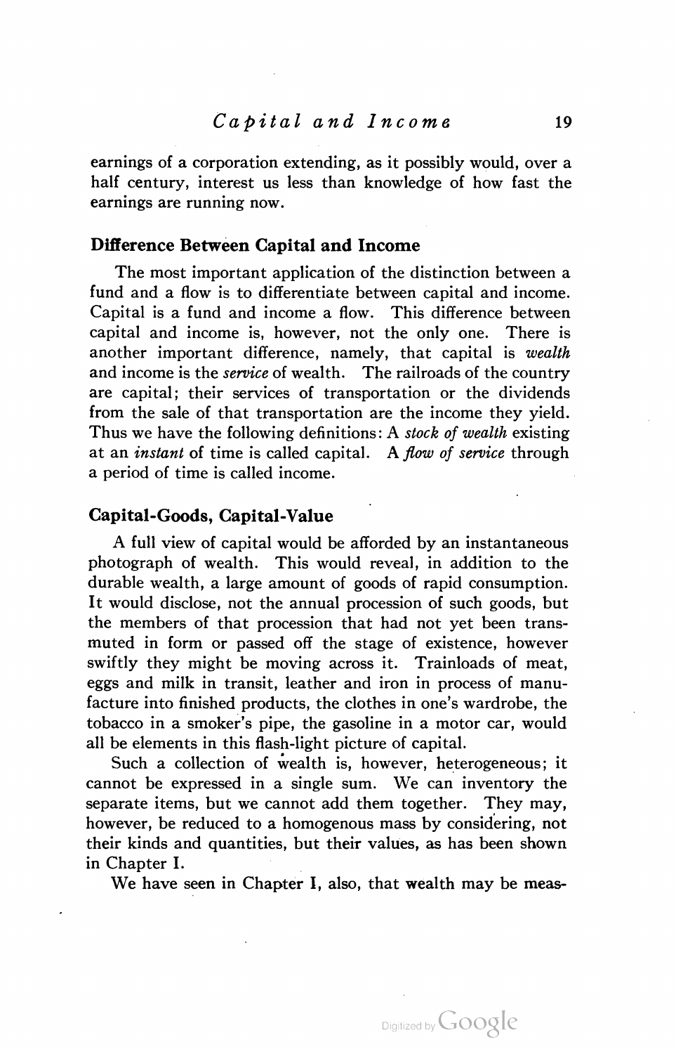earnings of a corporation extending, as it possibly would, over a half century, interest us less than knowledge of how fast the earnings are running now.

### Difference Between Capital and Income

The most important application of the distinction between a fund and a flow is to differentiate between capital and income. Capital is a fund and income a flow. This difference between capital and income is, however, not the only one. There is another important difference, namely, that capital is *wealth* and income is the *service* of wealth. The railroads of the country are capital; their services of transportation or the dividends from the sale of that transportation are the income they yield. Thus we have the following definitions: A *stock of wealth* existing at an *instant* of time is called capital. A *flow of service* through a period of time is called income.

### Capital-Goods, Capital-Value

A full view of capital would be afforded by an instantaneous photograph of wealth. This would reveal, in addition to the durable wealth, a large amount of goods of rapid consumption. It would disclose, not the annual procession of such goods, but the members of that procession that had not yet been transmuted in form or passed off the stage of existence, however swiftly they might be moving across it. Trainloads of meat, eggs and milk in transit, leather and iron in process of manufacture into finished products, the clothes in one's wardrobe, the tobacco in a smoker's pipe, the gasoline in a motor car, would all be elements in this flash-light picture of capital.

Such a collection of wealth is, however, heterogeneous; it cannot be expressed in a single sum. We can inventory the separate items, but we cannot add them together. They may, however, be reduced to a homogenous mass by considering, not their kinds and quantities, but their values, as has been shown in Chapter I.

We have seen in Chapter I, also, that wealth may be meas-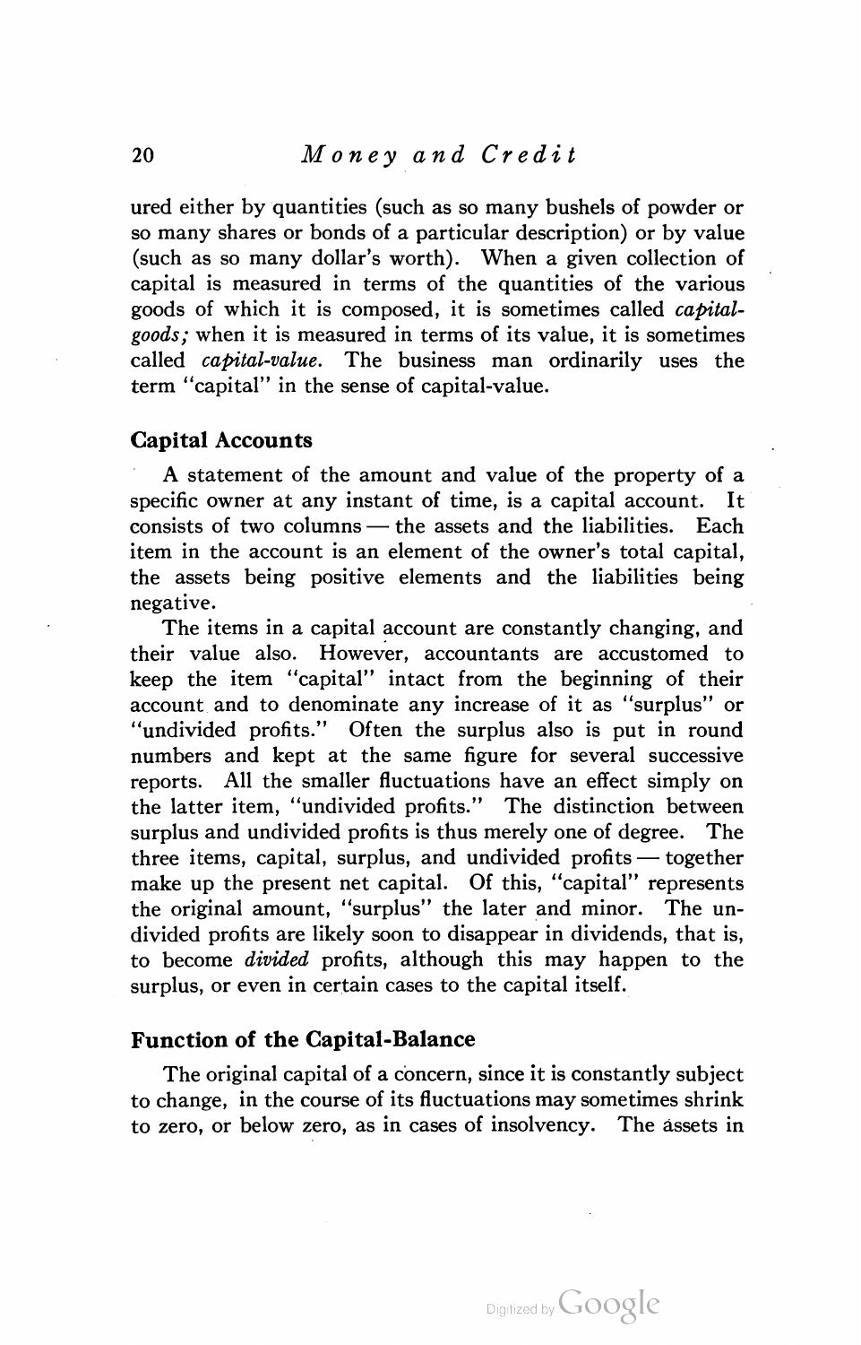ured either by quantities (such as so many bushels of powder or so many shares or bonds of a particular description) or by value (such as so many dollar's worth). When a given collection of capital is measured in terms of the quantities of the various goods of which it is composed, it is sometimes called *capital-goods;* when it is measured in terms of its value, it is sometimes called *capital-value.* The business man ordinarily uses the term "capital" in the sense of capital-value.

## Capital Accounts

A statement of the amount and value of the property of a specific owner at any instant of time, is a capital account. It consists of two columns — the assets and the liabilities. Each item in the account is an element of the owner's total capital, the assets being positive elements and the liabilities being negative.

The items in a capital account are constantly changing, and their value also. However, accountants are accustomed to keep the item "capital" intact from the beginning of their account and to denominate any increase of it as "surplus" or "undivided profits." Often the surplus also is put in round numbers and kept at the same figure for several successive reports. All the smaller fluctuations have an effect simply on the latter item, "undivided profits." The distinction between surplus and undivided profits is thus merely one of degree. The three items, capital, surplus, and undivided profits — together make up the present net capital. Of this, "capital" represents the original amount, "surplus" the later and minor. The undivided profits are likely soon to disappear in dividends, that is, to become *divided* profits, although this may happen to the surplus, or even in certain cases to the capital itself.

## Function of the Capital-Balance

The original capital of a concern, since it is constantly subject to change, in the course of its fluctuations may sometimes shrink to zero, or below zero, as in cases of insolvency. The assets in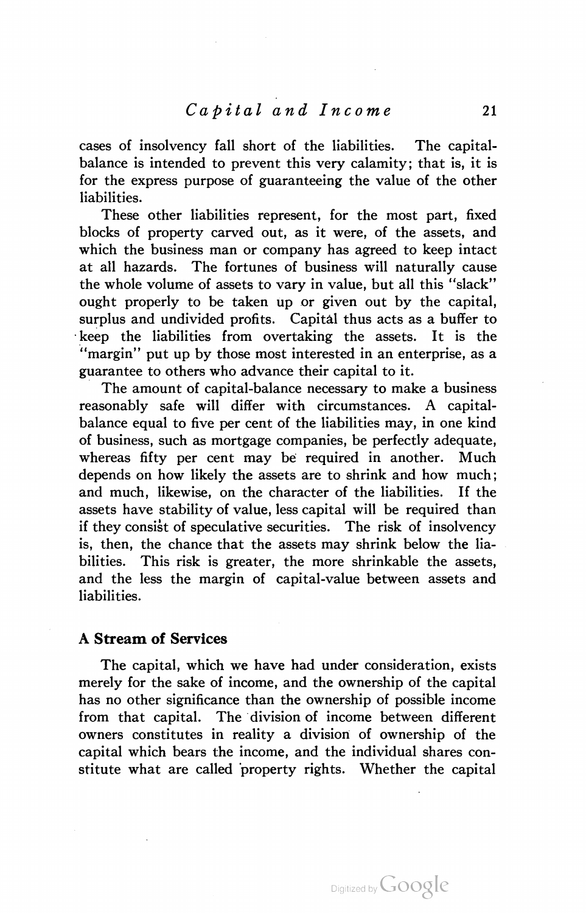cases of insolvency fall short of the liabilities. The capital-balance is intended to prevent this very calamity; that is, it is for the express purpose of guaranteeing the value of the other liabilities.

These other liabilities represent, for the most part, fixed blocks of property carved out, as it were, of the assets, and which the business man or company has agreed to keep intact at all hazards. The fortunes of business will naturally cause the whole volume of assets to vary in value, but all this "slack" ought properly to be taken up or given out by the capital, surplus and undivided profits. Capital thus acts as a buffer to keep the liabilities from overtaking the assets. It is the "margin" put up by those most interested in an enterprise, as a guarantee to others who advance their capital to it.

The amount of capital-balance necessary to make a business reasonably safe will differ with circumstances. A capital-balance equal to five per cent of the liabilities may, in one kind of business, such as mortgage companies, be perfectly adequate, whereas fifty per cent may be required in another. Much depends on how likely the assets are to shrink and how much; and much, likewise, on the character of the liabilities. If the assets have stability of value, less capital will be required than if they consist of speculative securities. The risk of insolvency is, then, the chance that the assets may shrink below the liabilities. This risk is greater, the more shrinkable the assets, and the less the margin of capital-value between assets and liabilities.

## A Stream of Services

The capital, which we have had under consideration, exists merely for the sake of income, and the ownership of the capital has no other significance than the ownership of possible income from that capital. The division of income between different owners constitutes in reality a division of ownership of the capital which bears the income, and the individual shares constitute what are called property rights. Whether the capital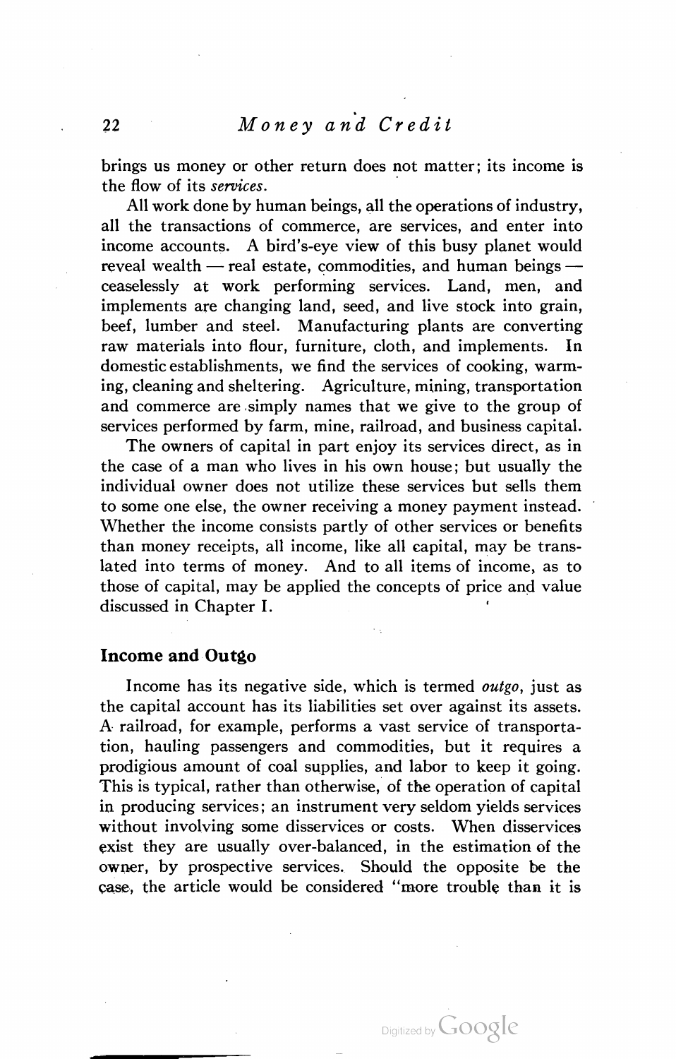brings us money or other return does not matter; its income is the flow of its *services*.

All work done by human beings, all the operations of industry, all the transactions of commerce, are services, and enter into income accounts. A bird's-eye view of this busy planet would reveal wealth — real estate, commodities, and human beings — ceaselessly at work performing services. Land, men, and implements are changing land, seed, and live stock into grain, beef, lumber and steel. Manufacturing plants are converting raw materials into flour, furniture, cloth, and implements. In domestic establishments, we find the services of cooking, warming, cleaning and sheltering. Agriculture, mining, transportation and commerce are simply names that we give to the group of services performed by farm, mine, railroad, and business capital.

The owners of capital in part enjoy its services direct, as in the case of a man who lives in his own house; but usually the individual owner does not utilize these services but sells them to some one else, the owner receiving a money payment instead. Whether the income consists partly of other services or benefits than money receipts, all income, like all capital, may be translated into terms of money. And to all items of income, as to those of capital, may be applied the concepts of price and value discussed in Chapter I.

### Income and Outgo

Income has its negative side, which is termed *outgo*, just as the capital account has its liabilities set over against its assets. A railroad, for example, performs a vast service of transportation, hauling passengers and commodities, but it requires a prodigious amount of coal supplies, and labor to keep it going. This is typical, rather than otherwise, of the operation of capital in producing services; an instrument very seldom yields services without involving some disservices or costs. When disservices exist they are usually over-balanced, in the estimation of the owner, by prospective services. Should the opposite be the case, the article would be considered "more trouble than it is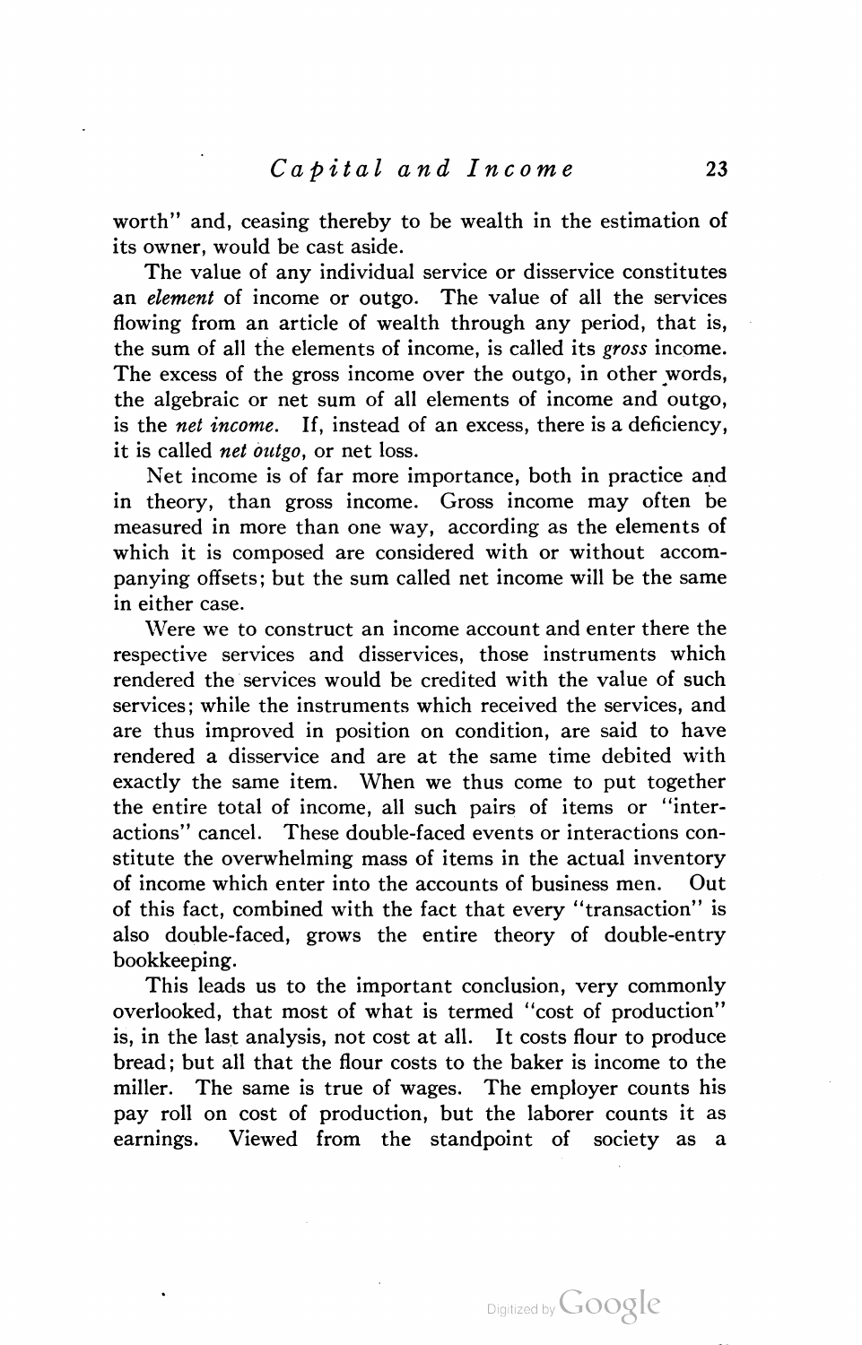worth" and, ceasing thereby to be wealth in the estimation of its owner, would be cast aside.

The value of any individual service or disservice constitutes an *element* of income or outgo. The value of all the services flowing from an article of wealth through any period, that is, the sum of all the elements of income, is called its *gross* income. The excess of the gross income over the outgo, in other words, the algebraic or net sum of all elements of income and outgo, is the *net income*. If, instead of an excess, there is a deficiency, it is called *net outgo*, or net loss.

Net income is of far more importance, both in practice and in theory, than gross income. Gross income may often be measured in more than one way, according as the elements of which it is composed are considered with or without accompanying offsets; but the sum called net income will be the same in either case.

Were we to construct an income account and enter there the respective services and disservices, those instruments which rendered the services would be credited with the value of such services; while the instruments which received the services, and are thus improved in position on condition, are said to have rendered a disservice and are at the same time debited with exactly the same item. When we thus come to put together the entire total of income, all such pairs of items or "interactions" cancel. These double-faced events or interactions constitute the overwhelming mass of items in the actual inventory of income which enter into the accounts of business men. Out of this fact, combined with the fact that every "transaction" is also double-faced, grows the entire theory of double-entry bookkeeping.

This leads us to the important conclusion, very commonly overlooked, that most of what is termed "cost of production" is, in the last analysis, not cost at all. It costs flour to produce bread; but all that the flour costs to the baker is income to the miller. The same is true of wages. The employer counts his pay roll on cost of production, but the laborer counts it as earnings. Viewed from the standpoint of society as a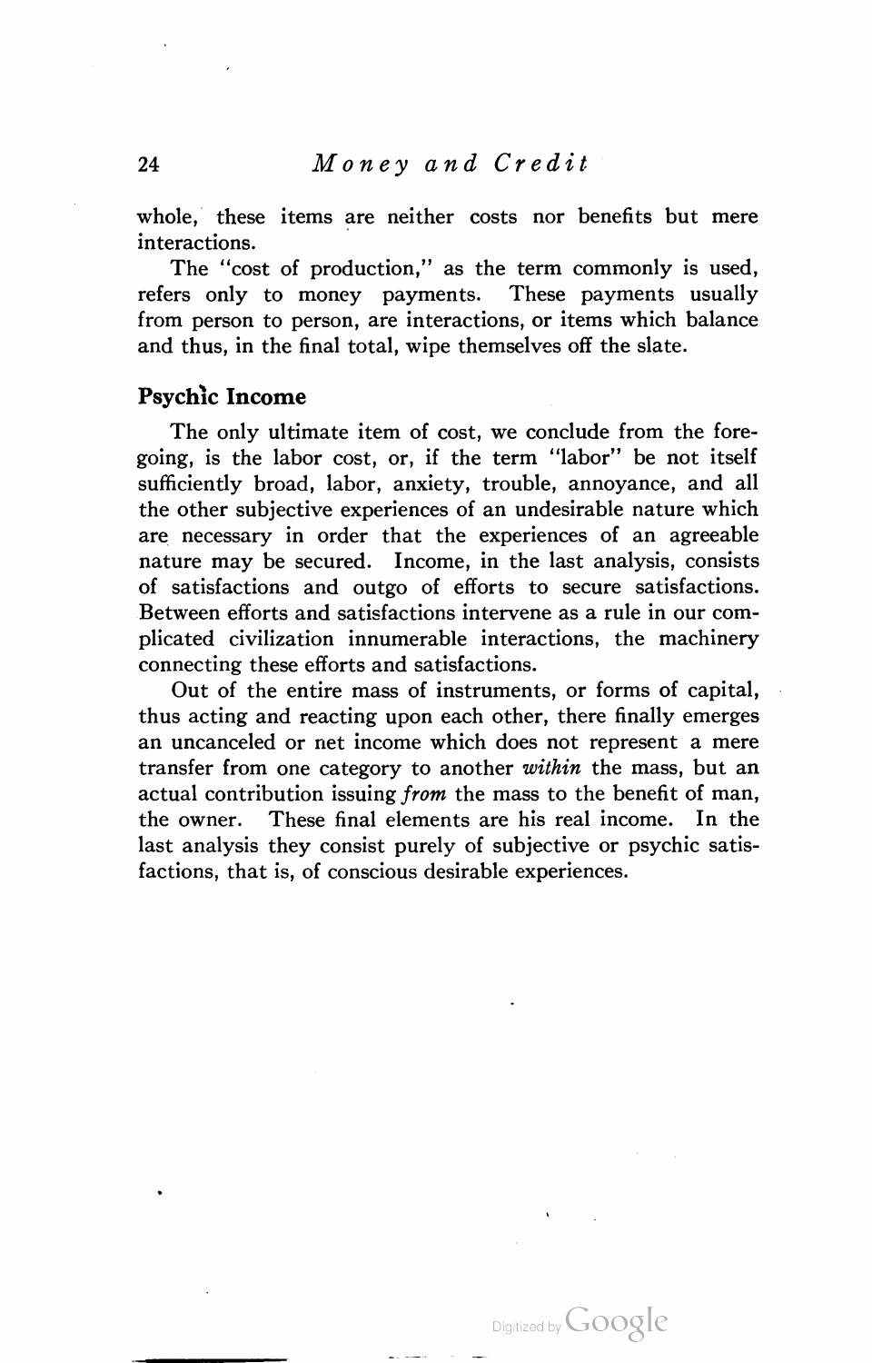whole, these items are neither costs nor benefits but mere interactions.

The "cost of production," as the term commonly is used, refers only to money payments. These payments usually from person to person, are interactions, or items which balance and thus, in the final total, wipe themselves off the slate.

## Psychic Income

The only ultimate item of cost, we conclude from the foregoing, is the labor cost, or, if the term "labor" be not itself sufficiently broad, labor, anxiety, trouble, annoyance, and all the other subjective experiences of an undesirable nature which are necessary in order that the experiences of an agreeable nature may be secured. Income, in the last analysis, consists of satisfactions and outgo of efforts to secure satisfactions. Between efforts and satisfactions intervene as a rule in our complicated civilization innumerable interactions, the machinery connecting these efforts and satisfactions.

Out of the entire mass of instruments, or forms of capital, thus acting and reacting upon each other, there finally emerges an uncanceled or net income which does not represent a mere transfer from one category to another *within* the mass, but an actual contribution issuing *from* the mass to the benefit of man, the owner. These final elements are his real income. In the last analysis they consist purely of subjective or psychic satisfactions, that is, of conscious desirable experiences.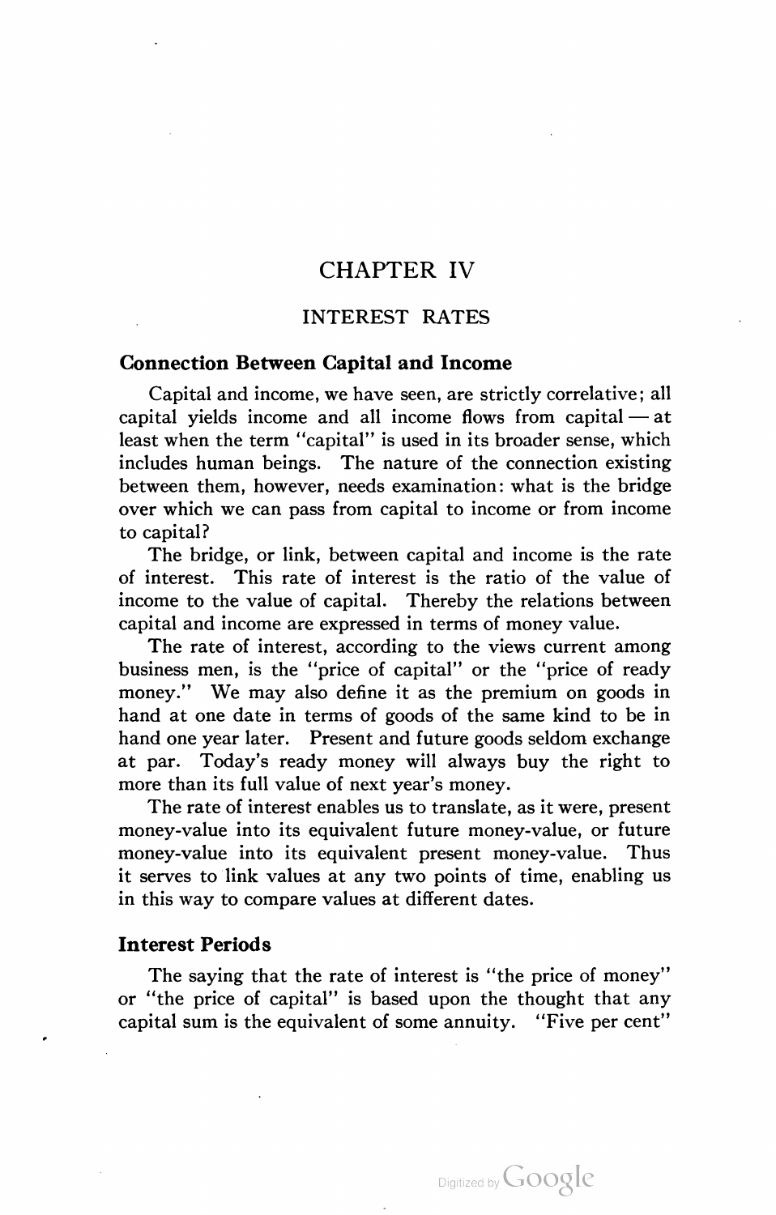# CHAPTER IV

## INTEREST RATES

### Connection Between Capital and Income

Capital and income, we have seen, are strictly correlative; all capital yields income and all income flows from capital — at least when the term "capital" is used in its broader sense, which includes human beings. The nature of the connection existing between them, however, needs examination: what is the bridge over which we can pass from capital to income or from income to capital?

The bridge, or link, between capital and income is the rate of interest. This rate of interest is the ratio of the value of income to the value of capital. Thereby the relations between capital and income are expressed in terms of money value.

The rate of interest, according to the views current among business men, is the "price of capital" or the "price of ready money." We may also define it as the premium on goods in hand at one date in terms of goods of the same kind to be in hand one year later. Present and future goods seldom exchange at par. Today's ready money will always buy the right to more than its full value of next year's money.

The rate of interest enables us to translate, as it were, present money-value into its equivalent future money-value, or future money-value into its equivalent present money-value. Thus it serves to link values at any two points of time, enabling us in this way to compare values at different dates.

### Interest Periods

The saying that the rate of interest is "the price of money" or "the price of capital" is based upon the thought that any capital sum is the equivalent of some annuity. "Five per cent"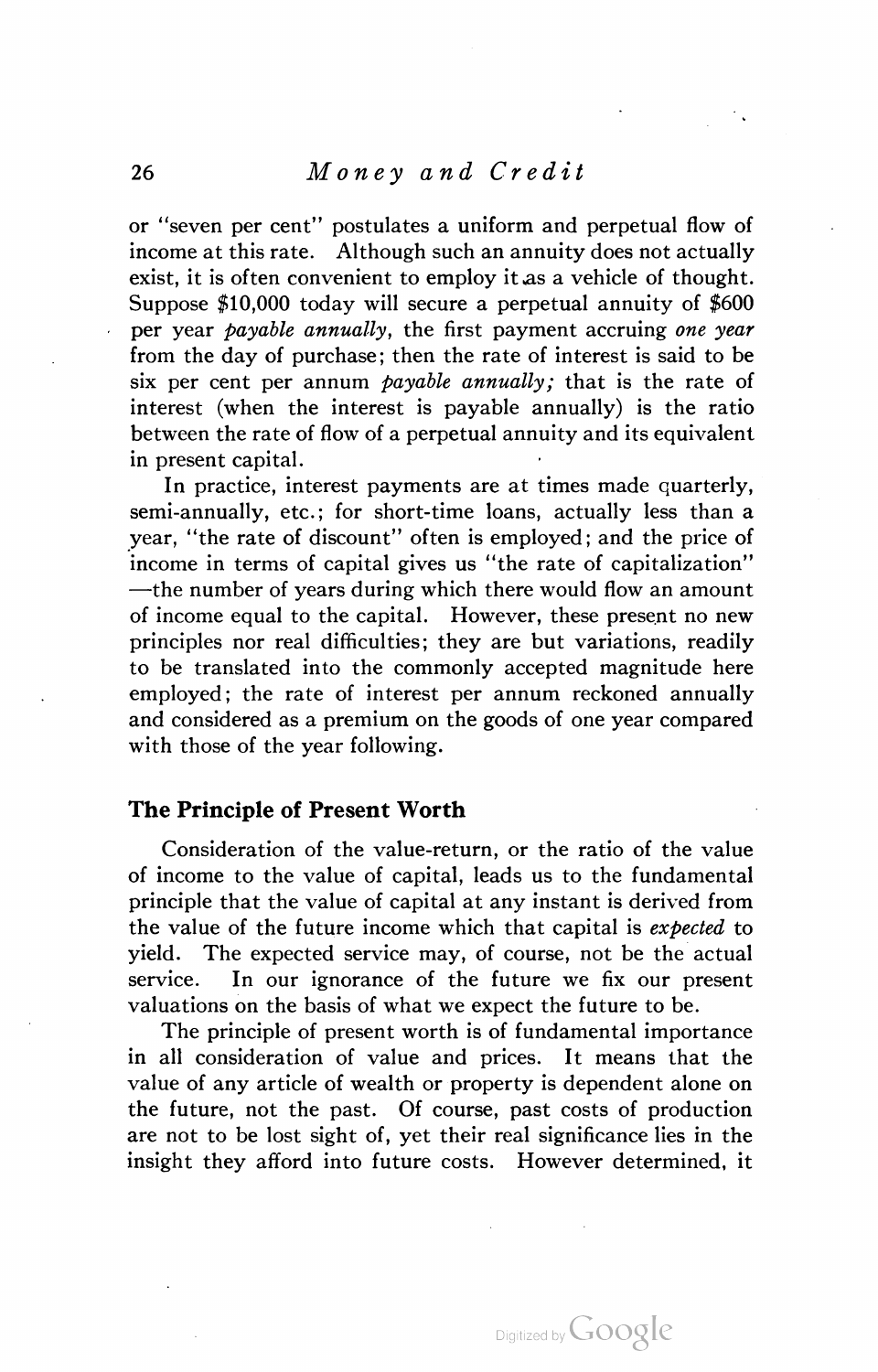or "seven per cent" postulates a uniform and perpetual flow of income at this rate. Although such an annuity does not actually exist, it is often convenient to employ it as a vehicle of thought. Suppose $10,000 today will secure a perpetual annuity of $600 per year *payable annually*, the first payment accruing *one year* from the day of purchase; then the rate of interest is said to be six per cent per annum *payable annually;* that is the rate of interest (when the interest is payable annually) is the ratio between the rate of flow of a perpetual annuity and its equivalent in present capital.

In practice, interest payments are at times made quarterly, semi-annually, etc.; for short-time loans, actually less than a year, "the rate of discount" often is employed; and the price of income in terms of capital gives us "the rate of capitalization" —the number of years during which there would flow an amount of income equal to the capital. However, these present no new principles nor real difficulties; they are but variations, readily to be translated into the commonly accepted magnitude here employed; the rate of interest per annum reckoned annually and considered as a premium on the goods of one year compared with those of the year following.

### The Principle of Present Worth

Consideration of the value-return, or the ratio of the value of income to the value of capital, leads us to the fundamental principle that the value of capital at any instant is derived from the value of the future income which that capital is *expected* to yield. The expected service may, of course, not be the actual service. In our ignorance of the future we fix our present valuations on the basis of what we expect the future to be.

The principle of present worth is of fundamental importance in all consideration of value and prices. It means that the value of any article of wealth or property is dependent alone on the future, not the past. Of course, past costs of production are not to be lost sight of, yet their real significance lies in the insight they afford into future costs. However determined, it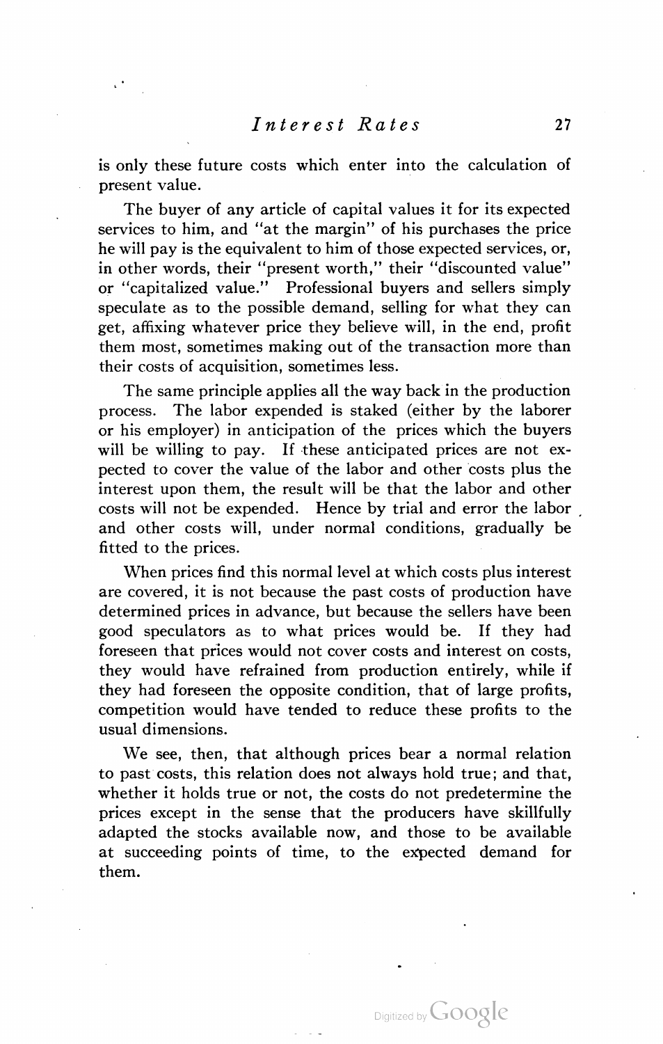is only these future costs which enter into the calculation of present value.

The buyer of any article of capital values it for its expected services to him, and "at the margin" of his purchases the price he will pay is the equivalent to him of those expected services, or, in other words, their "present worth," their "discounted value" or "capitalized value." Professional buyers and sellers simply speculate as to the possible demand, selling for what they can get, affixing whatever price they believe will, in the end, profit them most, sometimes making out of the transaction more than their costs of acquisition, sometimes less.

The same principle applies all the way back in the production process. The labor expended is staked (either by the laborer or his employer) in anticipation of the prices which the buyers will be willing to pay. If these anticipated prices are not expected to cover the value of the labor and other costs plus the interest upon them, the result will be that the labor and other costs will not be expended. Hence by trial and error the labor and other costs will, under normal conditions, gradually be fitted to the prices.

When prices find this normal level at which costs plus interest are covered, it is not because the past costs of production have determined prices in advance, but because the sellers have been good speculators as to what prices would be. If they had foreseen that prices would not cover costs and interest on costs, they would have refrained from production entirely, while if they had foreseen the opposite condition, that of large profits, competition would have tended to reduce these profits to the usual dimensions.

We see, then, that although prices bear a normal relation to past costs, this relation does not always hold true; and that, whether it holds true or not, the costs do not predetermine the prices except in the sense that the producers have skillfully adapted the stocks available now, and those to be available at succeeding points of time, to the expected demand for them.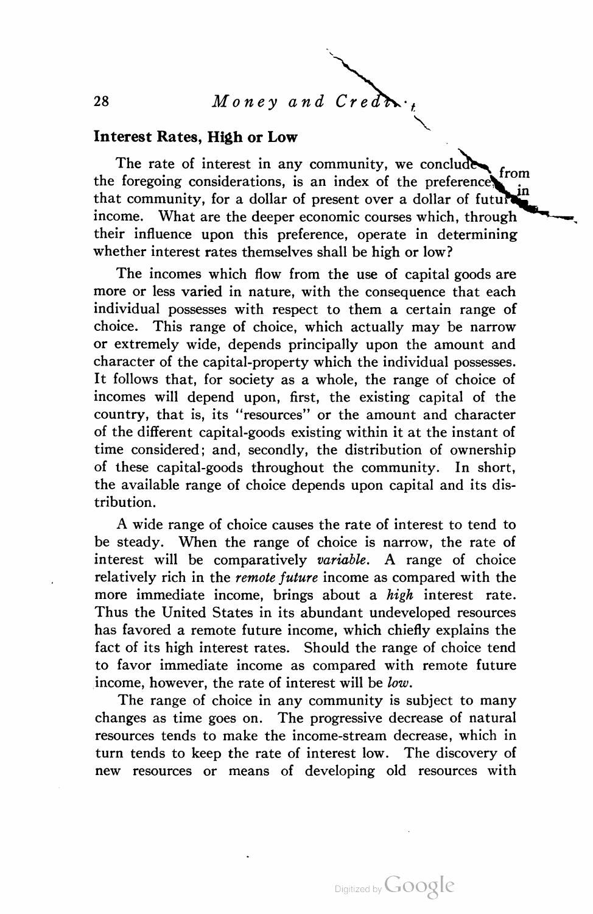## Interest Rates, High or Low

The rate of interest in any community, we conclude from the foregoing considerations, is an index of the preference in that community, for a dollar of present over a dollar of future income. What are the deeper economic courses which, through their influence upon this preference, operate in determining whether interest rates themselves shall be high or low?

The incomes which flow from the use of capital goods are more or less varied in nature, with the consequence that each individual possesses with respect to them a certain range of choice. This range of choice, which actually may be narrow or extremely wide, depends principally upon the amount and character of the capital-property which the individual possesses. It follows that, for society as a whole, the range of choice of incomes will depend upon, first, the existing capital of the country, that is, its "resources" or the amount and character of the different capital-goods existing within it at the instant of time considered; and, secondly, the distribution of ownership of these capital-goods throughout the community. In short, the available range of choice depends upon capital and its distribution.

A wide range of choice causes the rate of interest to tend to be steady. When the range of choice is narrow, the rate of interest will be comparatively *variable*. A range of choice relatively rich in the *remote future* income as compared with the more immediate income, brings about a *high* interest rate. Thus the United States in its abundant undeveloped resources has favored a remote future income, which chiefly explains the fact of its high interest rates. Should the range of choice tend to favor immediate income as compared with remote future income, however, the rate of interest will be *low*.

The range of choice in any community is subject to many changes as time goes on. The progressive decrease of natural resources tends to make the income-stream decrease, which in turn tends to keep the rate of interest low. The discovery of new resources or means of developing old resources with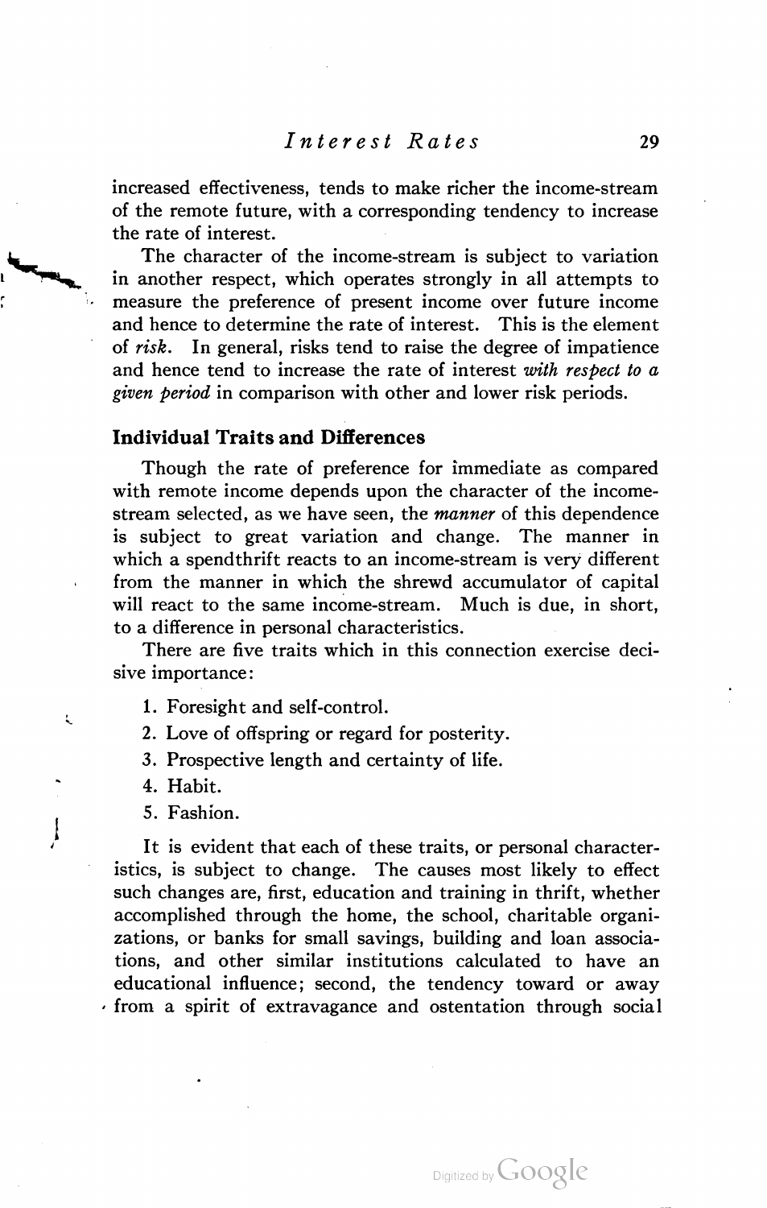increased effectiveness, tends to make richer the income-stream of the remote future, with a corresponding tendency to increase the rate of interest.

The character of the income-stream is subject to variation in another respect, which operates strongly in all attempts to measure the preference of present income over future income and hence to determine the rate of interest. This is the element of *risk*. In general, risks tend to raise the degree of impatience and hence tend to increase the rate of interest *with respect to a given period* in comparison with other and lower risk periods.

## Individual Traits and Differences

Though the rate of preference for immediate as compared with remote income depends upon the character of the income-stream selected, as we have seen, the *manner* of this dependence is subject to great variation and change. The manner in which a spendthrift reacts to an income-stream is very different from the manner in which the shrewd accumulator of capital will react to the same income-stream. Much is due, in short, to a difference in personal characteristics.

There are five traits which in this connection exercise decisive importance:

1. Foresight and self-control.
2. Love of offspring or regard for posterity.
3. Prospective length and certainty of life.
4. Habit.
5. Fashion.

It is evident that each of these traits, or personal characteristics, is subject to change. The causes most likely to effect such changes are, first, education and training in thrift, whether accomplished through the home, the school, charitable organizations, or banks for small savings, building and loan associations, and other similar institutions calculated to have an educational influence; second, the tendency toward or away from a spirit of extravagance and ostentation through social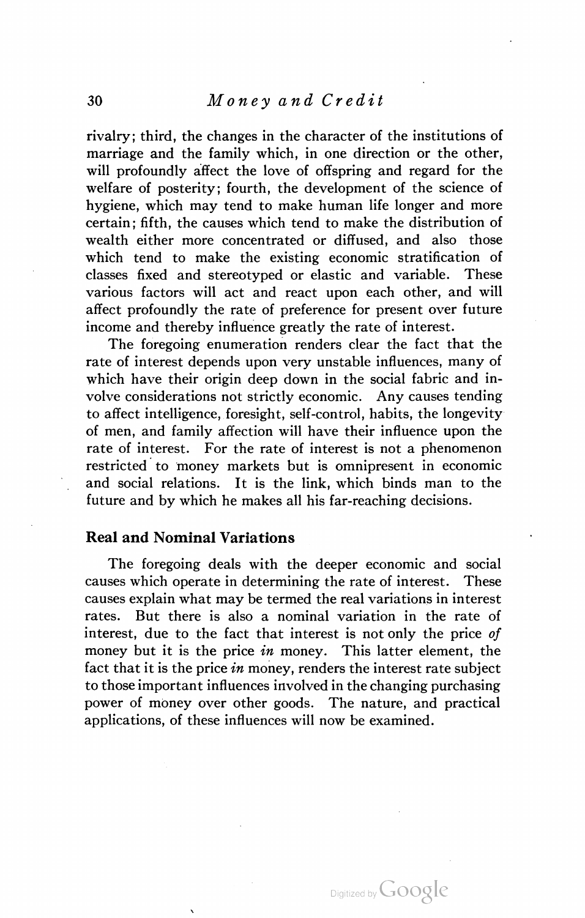rivalry; third, the changes in the character of the institutions of marriage and the family which, in one direction or the other, will profoundly affect the love of offspring and regard for the welfare of posterity; fourth, the development of the science of hygiene, which may tend to make human life longer and more certain; fifth, the causes which tend to make the distribution of wealth either more concentrated or diffused, and also those which tend to make the existing economic stratification of classes fixed and stereotyped or elastic and variable. These various factors will act and react upon each other, and will affect profoundly the rate of preference for present over future income and thereby influence greatly the rate of interest.

The foregoing enumeration renders clear the fact that the rate of interest depends upon very unstable influences, many of which have their origin deep down in the social fabric and involve considerations not strictly economic. Any causes tending to affect intelligence, foresight, self-control, habits, the longevity of men, and family affection will have their influence upon the rate of interest. For the rate of interest is not a phenomenon restricted to money markets but is omnipresent in economic and social relations. It is the link, which binds man to the future and by which he makes all his far-reaching decisions.

## Real and Nominal Variations

The foregoing deals with the deeper economic and social causes which operate in determining the rate of interest. These causes explain what may be termed the real variations in interest rates. But there is also a nominal variation in the rate of interest, due to the fact that interest is not only the price *of* money but it is the price *in* money. This latter element, the fact that it is the price *in* money, renders the interest rate subject to those important influences involved in the changing purchasing power of money over other goods. The nature, and practical applications, of these influences will now be examined.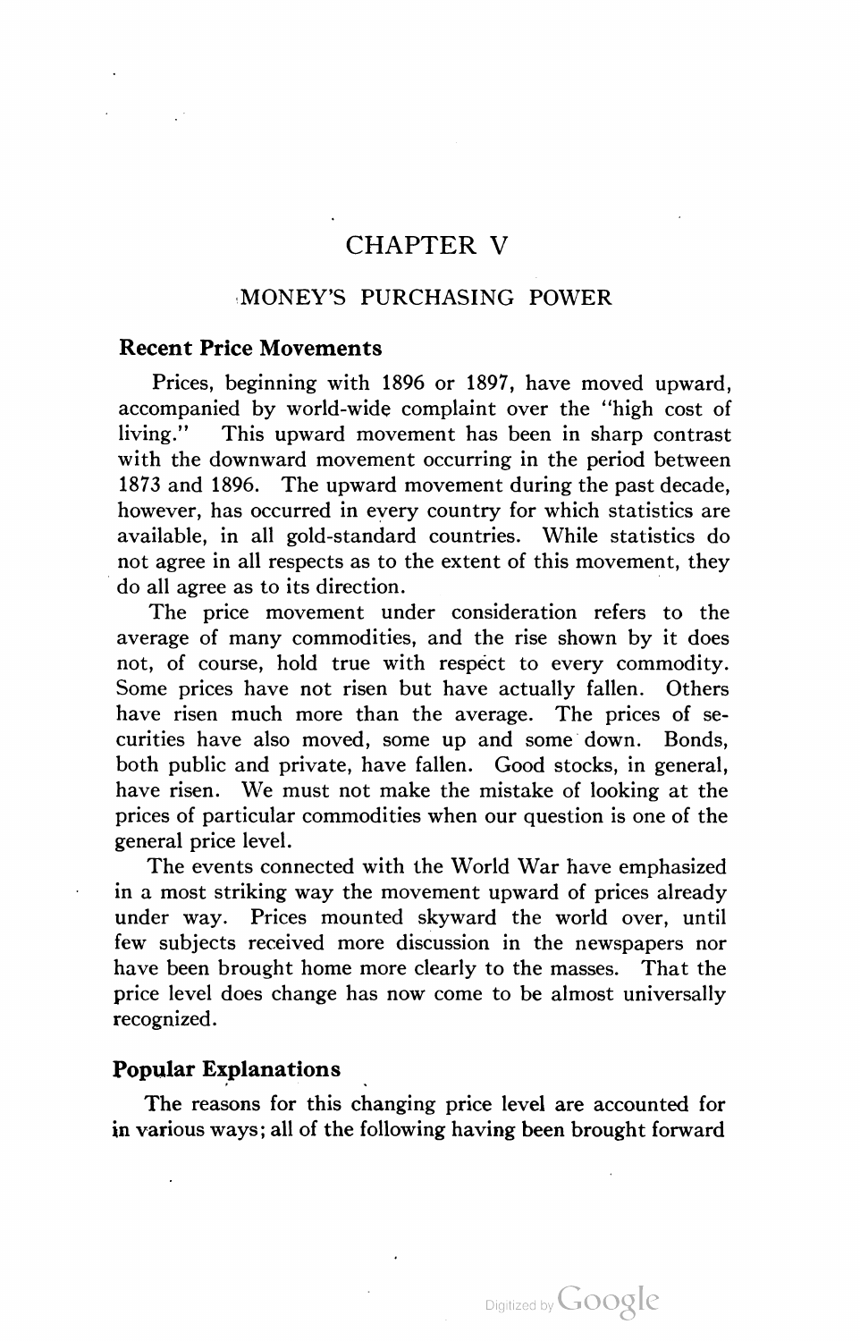# CHAPTER V

## MONEY'S PURCHASING POWER

### Recent Price Movements

Prices, beginning with 1896 or 1897, have moved upward, accompanied by world-wide complaint over the "high cost of living." This upward movement has been in sharp contrast with the downward movement occurring in the period between 1873 and 1896. The upward movement during the past decade, however, has occurred in every country for which statistics are available, in all gold-standard countries. While statistics do not agree in all respects as to the extent of this movement, they do all agree as to its direction.

The price movement under consideration refers to the average of many commodities, and the rise shown by it does not, of course, hold true with respect to every commodity. Some prices have not risen but have actually fallen. Others have risen much more than the average. The prices of securities have also moved, some up and some down. Bonds, both public and private, have fallen. Good stocks, in general, have risen. We must not make the mistake of looking at the prices of particular commodities when our question is one of the general price level.

The events connected with the World War have emphasized in a most striking way the movement upward of prices already under way. Prices mounted skyward the world over, until few subjects received more discussion in the newspapers nor have been brought home more clearly to the masses. That the price level does change has now come to be almost universally recognized.

### Popular Explanations

The reasons for this changing price level are accounted for in various ways; all of the following having been brought forward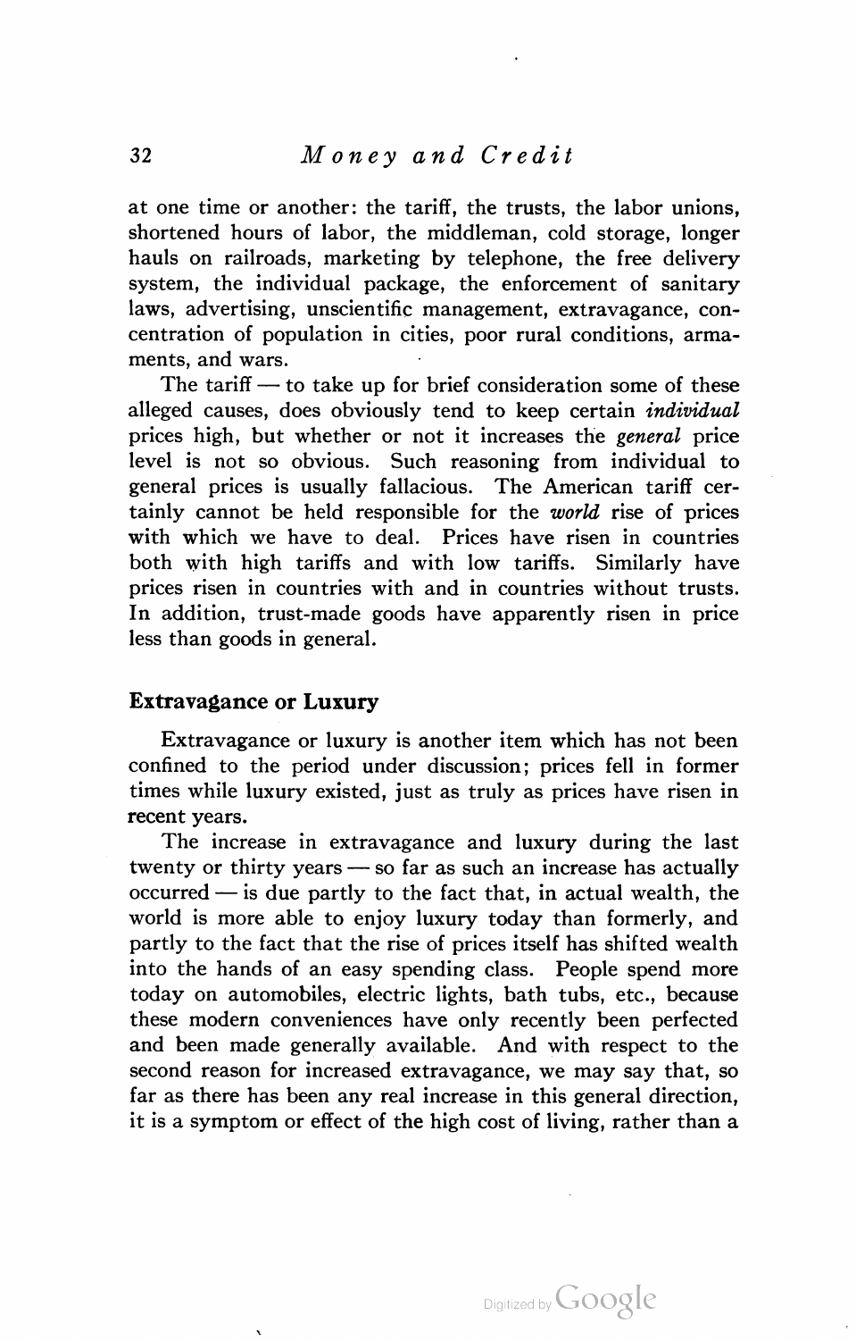at one time or another: the tariff, the trusts, the labor unions, shortened hours of labor, the middleman, cold storage, longer hauls on railroads, marketing by telephone, the free delivery system, the individual package, the enforcement of sanitary laws, advertising, unscientific management, extravagance, concentration of population in cities, poor rural conditions, armaments, and wars.

The tariff — to take up for brief consideration some of these alleged causes, does obviously tend to keep certain *individual* prices high, but whether or not it increases the *general* price level is not so obvious. Such reasoning from individual to general prices is usually fallacious. The American tariff certainly cannot be held responsible for the *world* rise of prices with which we have to deal. Prices have risen in countries both with high tariffs and with low tariffs. Similarly have prices risen in countries with and in countries without trusts. In addition, trust-made goods have apparently risen in price less than goods in general.

### Extravagance or Luxury

Extravagance or luxury is another item which has not been confined to the period under discussion; prices fell in former times while luxury existed, just as truly as prices have risen in recent years.

The increase in extravagance and luxury during the last twenty or thirty years — so far as such an increase has actually occurred — is due partly to the fact that, in actual wealth, the world is more able to enjoy luxury today than formerly, and partly to the fact that the rise of prices itself has shifted wealth into the hands of an easy spending class. People spend more today on automobiles, electric lights, bath tubs, etc., because these modern conveniences have only recently been perfected and been made generally available. And with respect to the second reason for increased extravagance, we may say that, so far as there has been any real increase in this general direction, it is a symptom or effect of the high cost of living, rather than a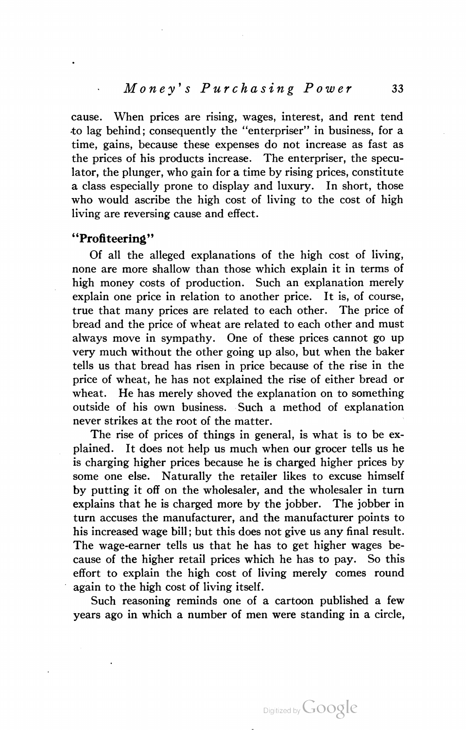cause. When prices are rising, wages, interest, and rent tend to lag behind; consequently the "enterpriser" in business, for a time, gains, because these expenses do not increase as fast as the prices of his products increase. The enterpriser, the speculator, the plunger, who gain for a time by rising prices, constitute a class especially prone to display and luxury. In short, those who would ascribe the high cost of living to the cost of high living are reversing cause and effect.

### "Profiteering"

Of all the alleged explanations of the high cost of living, none are more shallow than those which explain it in terms of high money costs of production. Such an explanation merely explain one price in relation to another price. It is, of course, true that many prices are related to each other. The price of bread and the price of wheat are related to each other and must always move in sympathy. One of these prices cannot go up very much without the other going up also, but when the baker tells us that bread has risen in price because of the rise in the price of wheat, he has not explained the rise of either bread or wheat. He has merely shoved the explanation on to something outside of his own business. Such a method of explanation never strikes at the root of the matter.

The rise of prices of things in general, is what is to be explained. It does not help us much when our grocer tells us he is charging higher prices because he is charged higher prices by some one else. Naturally the retailer likes to excuse himself by putting it off on the wholesaler, and the wholesaler in turn explains that he is charged more by the jobber. The jobber in turn accuses the manufacturer, and the manufacturer points to his increased wage bill; but this does not give us any final result. The wage-earner tells us that he has to get higher wages because of the higher retail prices which he has to pay. So this effort to explain the high cost of living merely comes round again to the high cost of living itself.

Such reasoning reminds one of a cartoon published a few years ago in which a number of men were standing in a circle,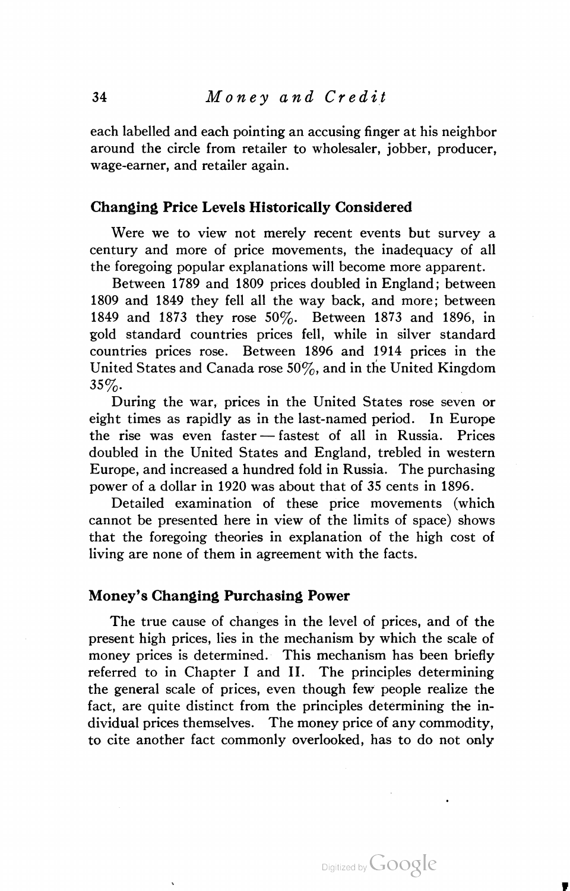each labelled and each pointing an accusing finger at his neighbor around the circle from retailer to wholesaler, jobber, producer, wage-earner, and retailer again.

## Changing Price Levels Historically Considered

Were we to view not merely recent events but survey a century and more of price movements, the inadequacy of all the foregoing popular explanations will become more apparent.

Between 1789 and 1809 prices doubled in England; between 1809 and 1849 they fell all the way back, and more; between 1849 and 1873 they rose 50%. Between 1873 and 1896, in gold standard countries prices fell, while in silver standard countries prices rose. Between 1896 and 1914 prices in the United States and Canada rose 50%, and in the United Kingdom 35%.

During the war, prices in the United States rose seven or eight times as rapidly as in the last-named period. In Europe the rise was even faster — fastest of all in Russia. Prices doubled in the United States and England, trebled in western Europe, and increased a hundred fold in Russia. The purchasing power of a dollar in 1920 was about that of 35 cents in 1896.

Detailed examination of these price movements (which cannot be presented here in view of the limits of space) shows that the foregoing theories in explanation of the high cost of living are none of them in agreement with the facts.

## Money's Changing Purchasing Power

The true cause of changes in the level of prices, and of the present high prices, lies in the mechanism by which the scale of money prices is determined. This mechanism has been briefly referred to in Chapter I and II. The principles determining the general scale of prices, even though few people realize the fact, are quite distinct from the principles determining the individual prices themselves. The money price of any commodity, to cite another fact commonly overlooked, has to do not only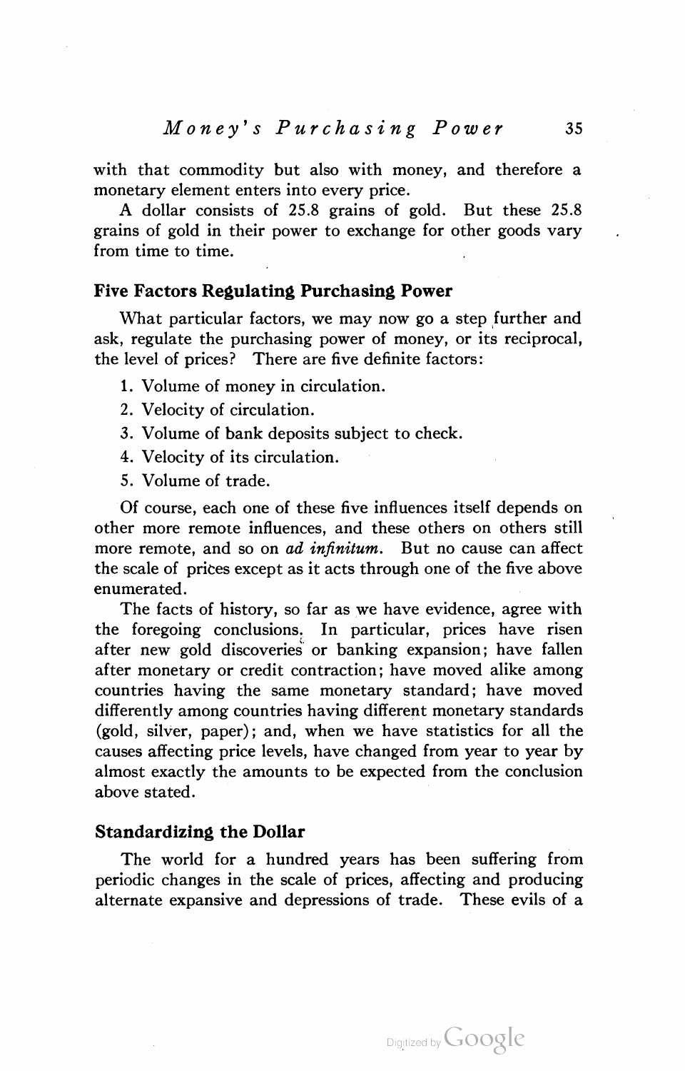with that commodity but also with money, and therefore a monetary element enters into every price.

A dollar consists of 25.8 grains of gold. But these 25.8 grains of gold in their power to exchange for other goods vary from time to time.

## Five Factors Regulating Purchasing Power

What particular factors, we may now go a step further and ask, regulate the purchasing power of money, or its reciprocal, the level of prices? There are five definite factors:

1. Volume of money in circulation.
2. Velocity of circulation.
3. Volume of bank deposits subject to check.
4. Velocity of its circulation.
5. Volume of trade.

Of course, each one of these five influences itself depends on other more remote influences, and these others on others still more remote, and so on *ad infinitum*. But no cause can affect the scale of prices except as it acts through one of the five above enumerated.

The facts of history, so far as we have evidence, agree with the foregoing conclusions. In particular, prices have risen after new gold discoveries or banking expansion; have fallen after monetary or credit contraction; have moved alike among countries having the same monetary standard; have moved differently among countries having different monetary standards (gold, silver, paper); and, when we have statistics for all the causes affecting price levels, have changed from year to year by almost exactly the amounts to be expected from the conclusion above stated.

## Standardizing the Dollar

The world for a hundred years has been suffering from periodic changes in the scale of prices, affecting and producing alternate expansive and depressions of trade. These evils of a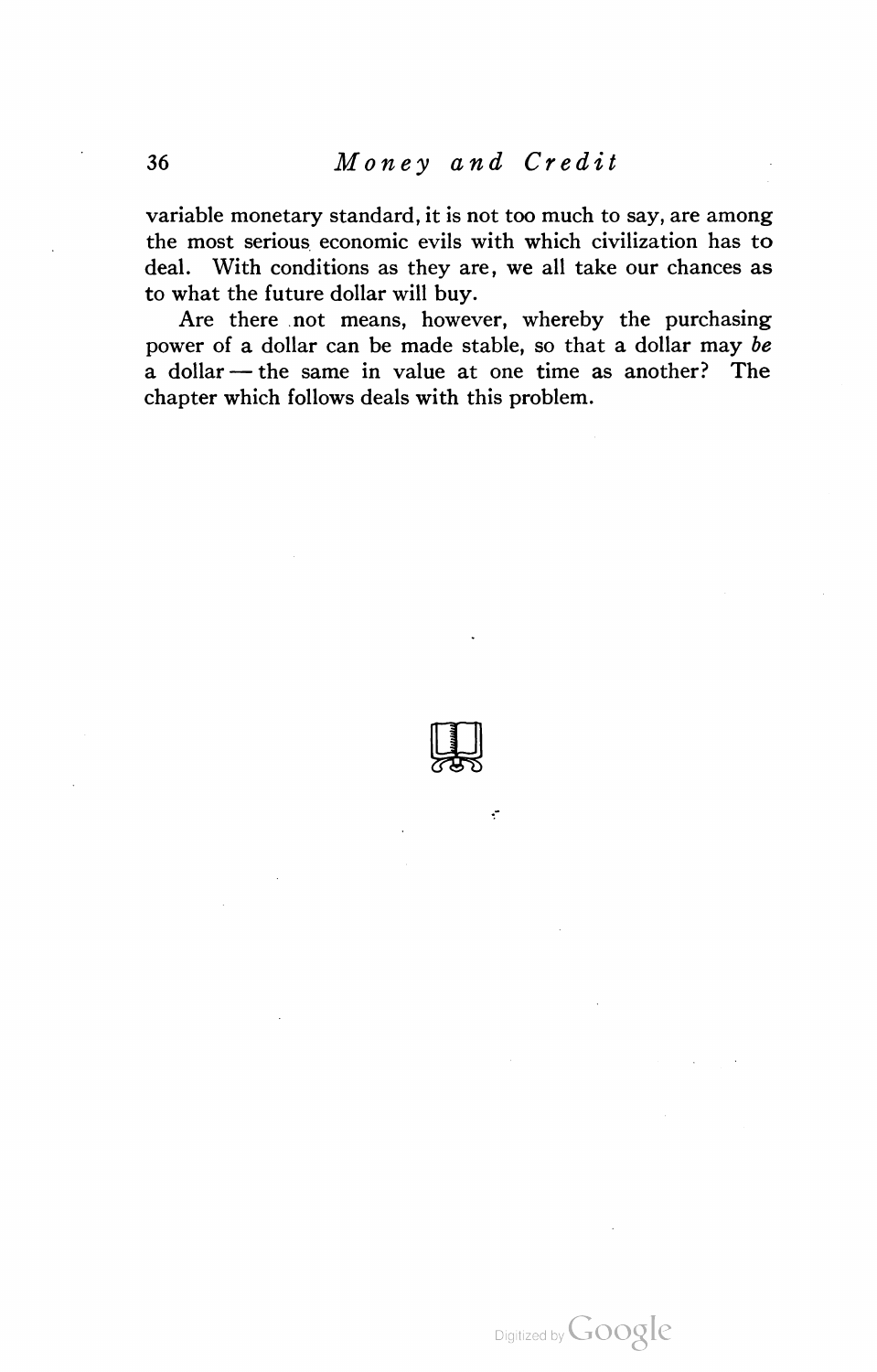variable monetary standard, it is not too much to say, are among the most serious economic evils with which civilization has to deal. With conditions as they are, we all take our chances as to what the future dollar will buy.

Are there not means, however, whereby the purchasing power of a dollar can be made stable, so that a dollar may *be* a dollar — the same in value at one time as another? The chapter which follows deals with this problem.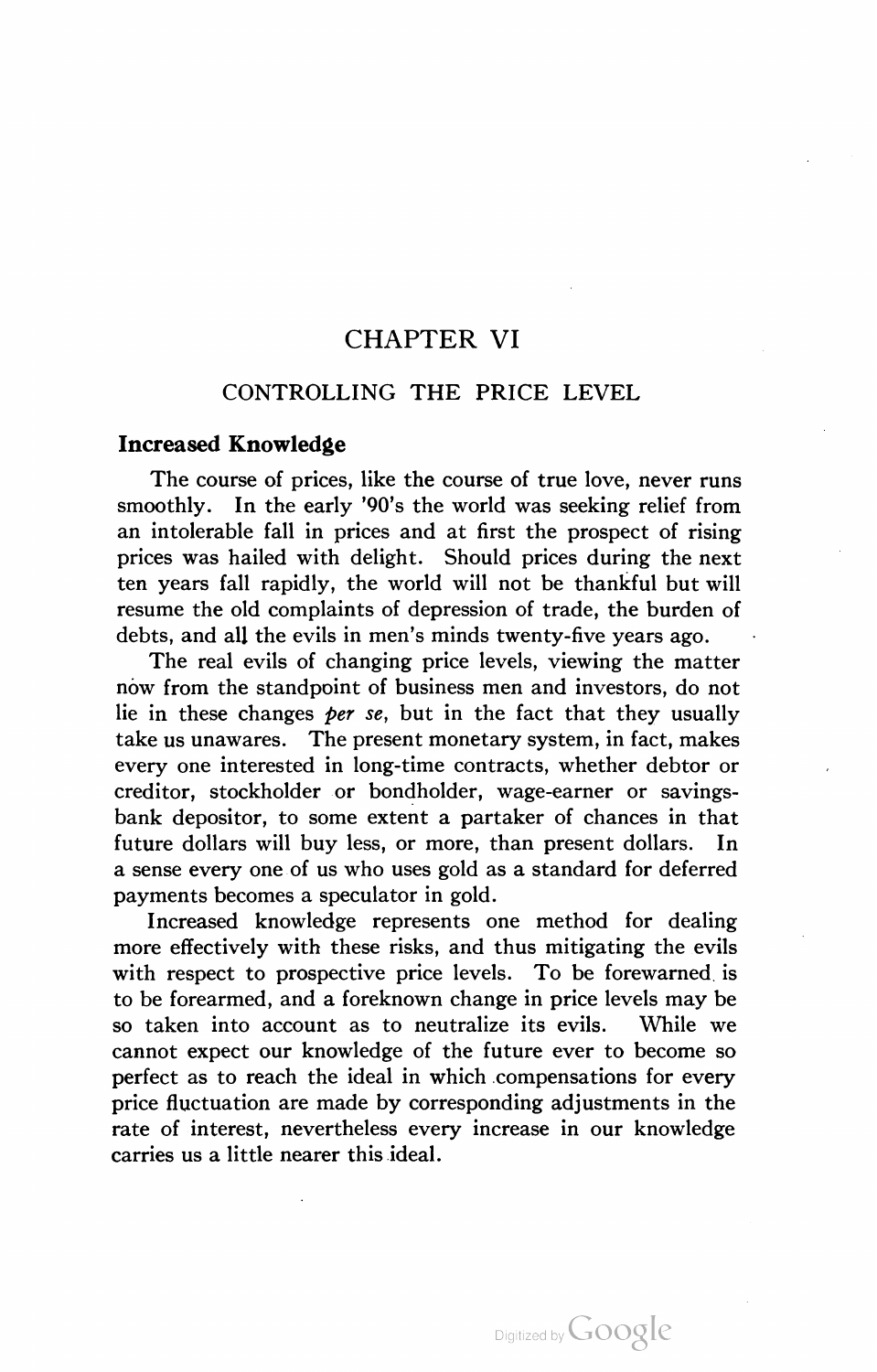# CHAPTER VI

## CONTROLLING THE PRICE LEVEL

### Increased Knowledge

The course of prices, like the course of true love, never runs smoothly. In the early '90's the world was seeking relief from an intolerable fall in prices and at first the prospect of rising prices was hailed with delight. Should prices during the next ten years fall rapidly, the world will not be thankful but will resume the old complaints of depression of trade, the burden of debts, and all the evils in men's minds twenty-five years ago.

The real evils of changing price levels, viewing the matter now from the standpoint of business men and investors, do not lie in these changes *per se*, but in the fact that they usually take us unawares. The present monetary system, in fact, makes every one interested in long-time contracts, whether debtor or creditor, stockholder or bondholder, wage-earner or savings-bank depositor, to some extent a partaker of chances in that future dollars will buy less, or more, than present dollars. In a sense every one of us who uses gold as a standard for deferred payments becomes a speculator in gold.

Increased knowledge represents one method for dealing more effectively with these risks, and thus mitigating the evils with respect to prospective price levels. To be forewarned is to be forearmed, and a foreknown change in price levels may be so taken into account as to neutralize its evils. While we cannot expect our knowledge of the future ever to become so perfect as to reach the ideal in which compensations for every price fluctuation are made by corresponding adjustments in the rate of interest, nevertheless every increase in our knowledge carries us a little nearer this ideal.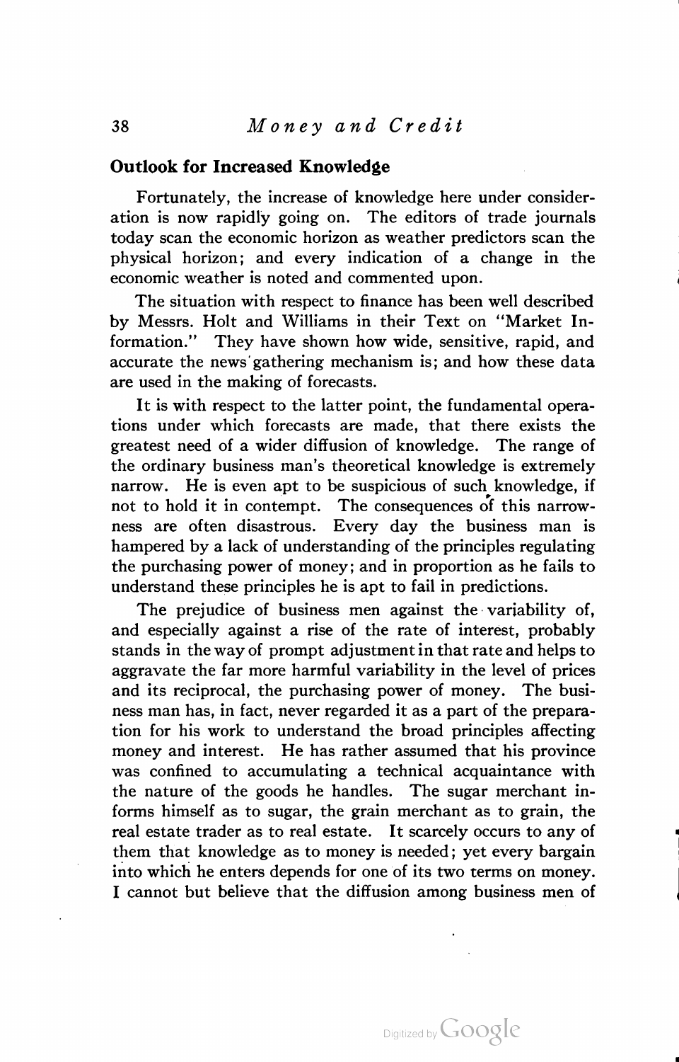## Outlook for Increased Knowledge

Fortunately, the increase of knowledge here under consideration is now rapidly going on. The editors of trade journals today scan the economic horizon as weather predictors scan the physical horizon; and every indication of a change in the economic weather is noted and commented upon.

The situation with respect to finance has been well described by Messrs. Holt and Williams in their Text on "Market Information." They have shown how wide, sensitive, rapid, and accurate the news gathering mechanism is; and how these data are used in the making of forecasts.

It is with respect to the latter point, the fundamental operations under which forecasts are made, that there exists the greatest need of a wider diffusion of knowledge. The range of the ordinary business man's theoretical knowledge is extremely narrow. He is even apt to be suspicious of such knowledge, if not to hold it in contempt. The consequences of this narrowness are often disastrous. Every day the business man is hampered by a lack of understanding of the principles regulating the purchasing power of money; and in proportion as he fails to understand these principles he is apt to fail in predictions.

The prejudice of business men against the variability of, and especially against a rise of the rate of interest, probably stands in the way of prompt adjustment in that rate and helps to aggravate the far more harmful variability in the level of prices and its reciprocal, the purchasing power of money. The business man has, in fact, never regarded it as a part of the preparation for his work to understand the broad principles affecting money and interest. He has rather assumed that his province was confined to accumulating a technical acquaintance with the nature of the goods he handles. The sugar merchant informs himself as to sugar, the grain merchant as to grain, the real estate trader as to real estate. It scarcely occurs to any of them that knowledge as to money is needed; yet every bargain into which he enters depends for one of its two terms on money. I cannot but believe that the diffusion among business men of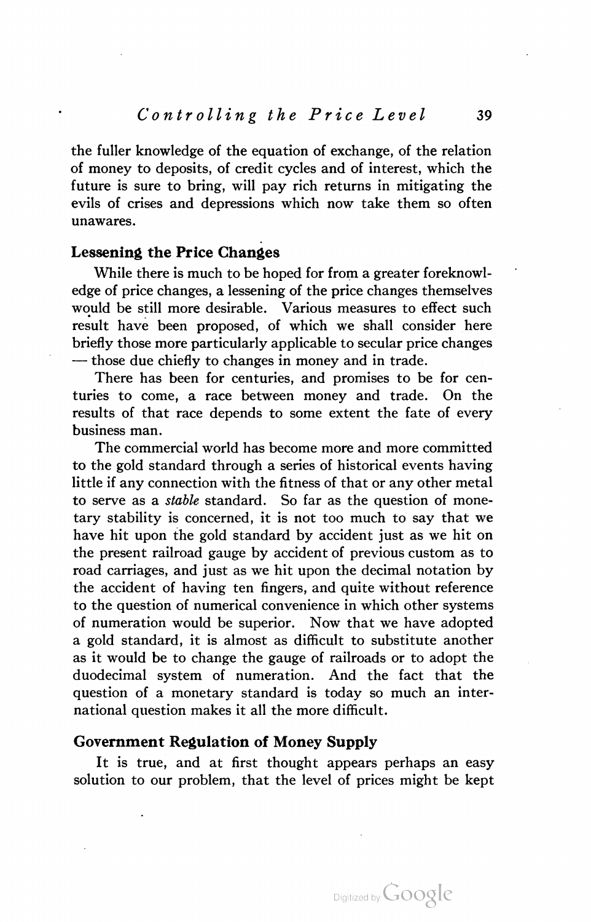the fuller knowledge of the equation of exchange, of the relation of money to deposits, of credit cycles and of interest, which the future is sure to bring, will pay rich returns in mitigating the evils of crises and depressions which now take them so often unawares.

## Lessening the Price Changes

While there is much to be hoped for from a greater foreknowledge of price changes, a lessening of the price changes themselves would be still more desirable. Various measures to effect such result have been proposed, of which we shall consider here briefly those more particularly applicable to secular price changes — those due chiefly to changes in money and in trade.

There has been for centuries, and promises to be for centuries to come, a race between money and trade. On the results of that race depends to some extent the fate of every business man.

The commercial world has become more and more committed to the gold standard through a series of historical events having little if any connection with the fitness of that or any other metal to serve as a *stable* standard. So far as the question of monetary stability is concerned, it is not too much to say that we have hit upon the gold standard by accident just as we hit on the present railroad gauge by accident of previous custom as to road carriages, and just as we hit upon the decimal notation by the accident of having ten fingers, and quite without reference to the question of numerical convenience in which other systems of numeration would be superior. Now that we have adopted a gold standard, it is almost as difficult to substitute another as it would be to change the gauge of railroads or to adopt the duodecimal system of numeration. And the fact that the question of a monetary standard is today so much an international question makes it all the more difficult.

## Government Regulation of Money Supply

It is true, and at first thought appears perhaps an easy solution to our problem, that the level of prices might be kept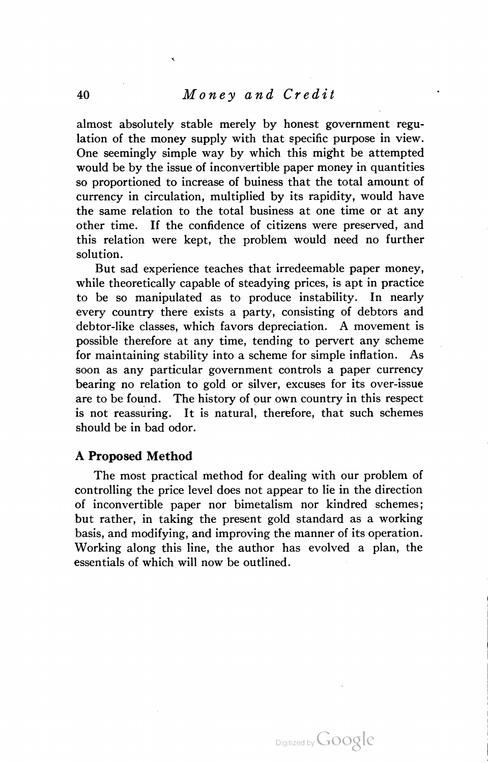almost absolutely stable merely by honest government regulation of the money supply with that specific purpose in view. One seemingly simple way by which this might be attempted would be by the issue of inconvertible paper money in quantities so proportioned to increase of buiness that the total amount of currency in circulation, multiplied by its rapidity, would have the same relation to the total business at one time or at any other time. If the confidence of citizens were preserved, and this relation were kept, the problem would need no further solution.

But sad experience teaches that irredeemable paper money, while theoretically capable of steadying prices, is apt in practice to be so manipulated as to produce instability. In nearly every country there exists a party, consisting of debtors and debtor-like classes, which favors depreciation. A movement is possible therefore at any time, tending to pervert any scheme for maintaining stability into a scheme for simple inflation. As soon as any particular government controls a paper currency bearing no relation to gold or silver, excuses for its over-issue are to be found. The history of our own country in this respect is not reassuring. It is natural, therefore, that such schemes should be in bad odor.

### A Proposed Method

The most practical method for dealing with our problem of controlling the price level does not appear to lie in the direction of inconvertible paper nor bimetalism nor kindred schemes; but rather, in taking the present gold standard as a working basis, and modifying, and improving the manner of its operation. Working along this line, the author has evolved a plan, the essentials of which will now be outlined.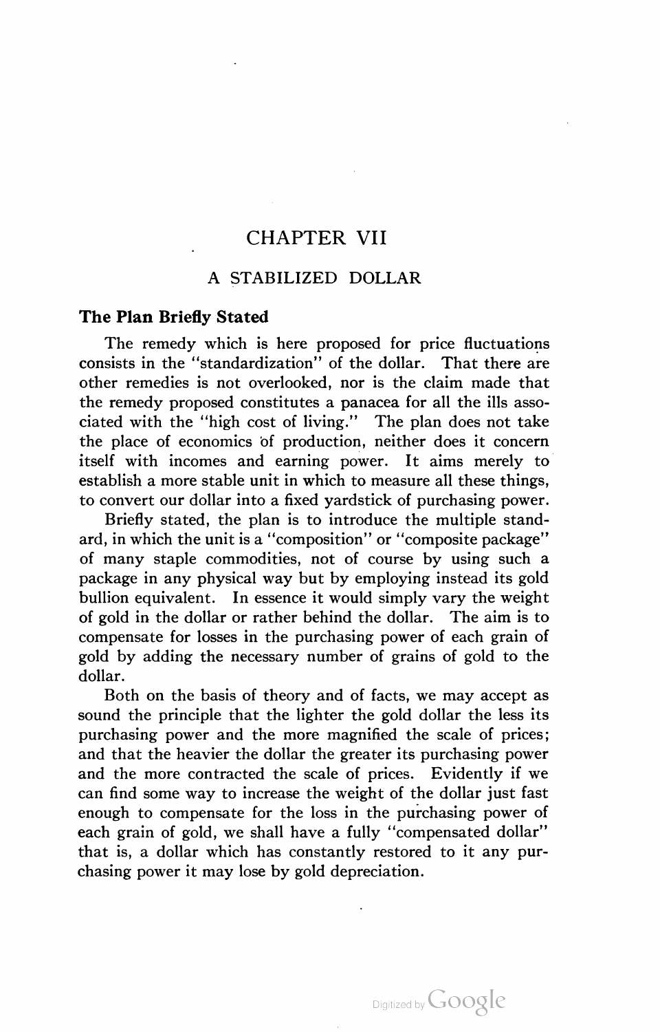# CHAPTER VII

## A STABILIZED DOLLAR

### The Plan Briefly Stated

The remedy which is here proposed for price fluctuations consists in the "standardization" of the dollar. That there are other remedies is not overlooked, nor is the claim made that the remedy proposed constitutes a panacea for all the ills associated with the "high cost of living." The plan does not take the place of economics of production, neither does it concern itself with incomes and earning power. It aims merely to establish a more stable unit in which to measure all these things, to convert our dollar into a fixed yardstick of purchasing power.

Briefly stated, the plan is to introduce the multiple standard, in which the unit is a "composition" or "composite package" of many staple commodities, not of course by using such a package in any physical way but by employing instead its gold bullion equivalent. In essence it would simply vary the weight of gold in the dollar or rather behind the dollar. The aim is to compensate for losses in the purchasing power of each grain of gold by adding the necessary number of grains of gold to the dollar.

Both on the basis of theory and of facts, we may accept as sound the principle that the lighter the gold dollar the less its purchasing power and the more magnified the scale of prices; and that the heavier the dollar the greater its purchasing power and the more contracted the scale of prices. Evidently if we can find some way to increase the weight of the dollar just fast enough to compensate for the loss in the purchasing power of each grain of gold, we shall have a fully "compensated dollar" that is, a dollar which has constantly restored to it any purchasing power it may lose by gold depreciation.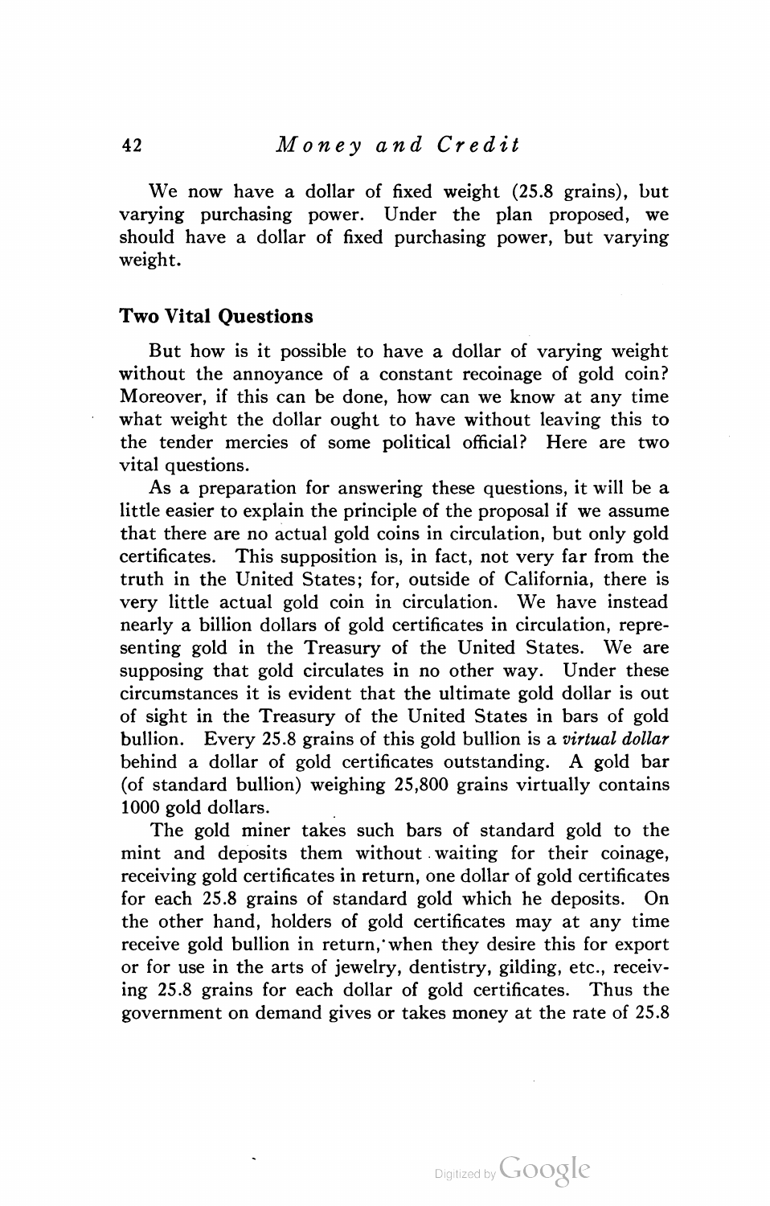We now have a dollar of fixed weight (25.8 grains), but varying purchasing power. Under the plan proposed, we should have a dollar of fixed purchasing power, but varying weight.

## Two Vital Questions

But how is it possible to have a dollar of varying weight without the annoyance of a constant recoinage of gold coin? Moreover, if this can be done, how can we know at any time what weight the dollar ought to have without leaving this to the tender mercies of some political official? Here are two vital questions.

As a preparation for answering these questions, it will be a little easier to explain the principle of the proposal if we assume that there are no actual gold coins in circulation, but only gold certificates. This supposition is, in fact, not very far from the truth in the United States; for, outside of California, there is very little actual gold coin in circulation. We have instead nearly a billion dollars of gold certificates in circulation, representing gold in the Treasury of the United States. We are supposing that gold circulates in no other way. Under these circumstances it is evident that the ultimate gold dollar is out of sight in the Treasury of the United States in bars of gold bullion. Every 25.8 grains of this gold bullion is a *virtual dollar* behind a dollar of gold certificates outstanding. A gold bar (of standard bullion) weighing 25,800 grains virtually contains 1000 gold dollars.

The gold miner takes such bars of standard gold to the mint and deposits them without waiting for their coinage, receiving gold certificates in return, one dollar of gold certificates for each 25.8 grains of standard gold which he deposits. On the other hand, holders of gold certificates may at any time receive gold bullion in return, when they desire this for export or for use in the arts of jewelry, dentistry, gilding, etc., receiving 25.8 grains for each dollar of gold certificates. Thus the government on demand gives or takes money at the rate of 25.8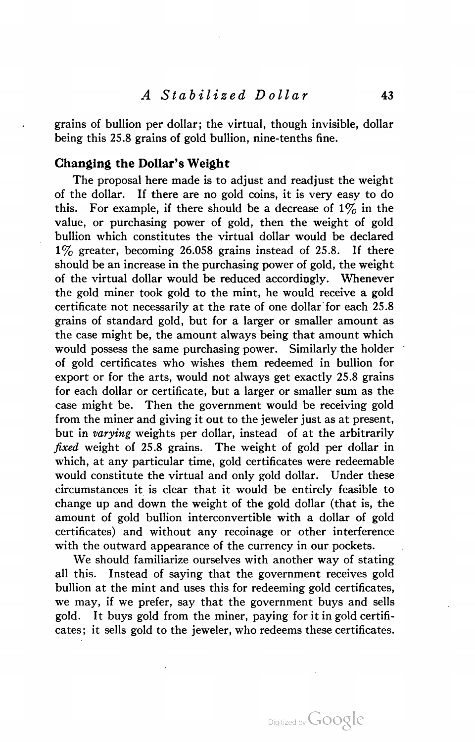grains of bullion per dollar; the virtual, though invisible, dollar being this 25.8 grains of gold bullion, nine-tenths fine.

### Changing the Dollar's Weight

The proposal here made is to adjust and readjust the weight of the dollar. If there are no gold coins, it is very easy to do this. For example, if there should be a decrease of 1% in the value, or purchasing power of gold, then the weight of gold bullion which constitutes the virtual dollar would be declared 1% greater, becoming 26.058 grains instead of 25.8. If there should be an increase in the purchasing power of gold, the weight of the virtual dollar would be reduced accordingly. Whenever the gold miner took gold to the mint, he would receive a gold certificate not necessarily at the rate of one dollar for each 25.8 grains of standard gold, but for a larger or smaller amount as the case might be, the amount always being that amount which would possess the same purchasing power. Similarly the holder of gold certificates who wishes them redeemed in bullion for export or for the arts, would not always get exactly 25.8 grains for each dollar or certificate, but a larger or smaller sum as the case might be. Then the government would be receiving gold from the miner and giving it out to the jeweler just as at present, but in *varying* weights per dollar, instead of at the arbitrarily *fixed* weight of 25.8 grains. The weight of gold per dollar in which, at any particular time, gold certificates were redeemable would constitute the virtual and only gold dollar. Under these circumstances it is clear that it would be entirely feasible to change up and down the weight of the gold dollar (that is, the amount of gold bullion interconvertible with a dollar of gold certificates) and without any recoinage or other interference with the outward appearance of the currency in our pockets.

We should familiarize ourselves with another way of stating all this. Instead of saying that the government receives gold bullion at the mint and uses this for redeeming gold certificates, we may, if we prefer, say that the government buys and sells gold. It buys gold from the miner, paying for it in gold certificates; it sells gold to the jeweler, who redeems these certificates.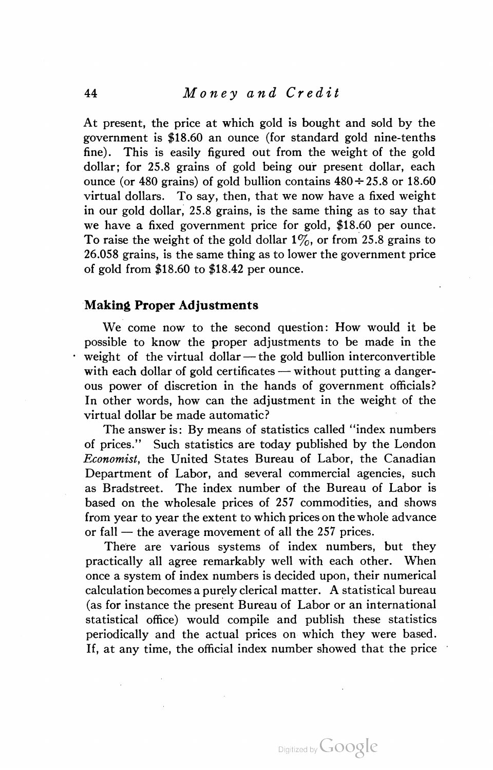At present, the price at which gold is bought and sold by the government is $18.60 an ounce (for standard gold nine-tenths fine). This is easily figured out from the weight of the gold dollar; for 25.8 grains of gold being our present dollar, each ounce (or 480 grains) of gold bullion contains $480 \div 25.8$ or 18.60 virtual dollars. To say, then, that we now have a fixed weight in our gold dollar, 25.8 grains, is the same thing as to say that we have a fixed government price for gold, $18.60 per ounce. To raise the weight of the gold dollar 1%, or from 25.8 grains to 26.058 grains, is the same thing as to lower the government price of gold from $18.60 to $18.42 per ounce.

## Making Proper Adjustments

We come now to the second question: How would it be possible to know the proper adjustments to be made in the weight of the virtual dollar — the gold bullion interconvertible with each dollar of gold certificates — without putting a dangerous power of discretion in the hands of government officials? In other words, how can the adjustment in the weight of the virtual dollar be made automatic?

The answer is: By means of statistics called "index numbers of prices." Such statistics are today published by the London *Economist*, the United States Bureau of Labor, the Canadian Department of Labor, and several commercial agencies, such as Bradstreet. The index number of the Bureau of Labor is based on the wholesale prices of 257 commodities, and shows from year to year the extent to which prices on the whole advance or fall — the average movement of all the 257 prices.

There are various systems of index numbers, but they practically all agree remarkably well with each other. When once a system of index numbers is decided upon, their numerical calculation becomes a purely clerical matter. A statistical bureau (as for instance the present Bureau of Labor or an international statistical office) would compile and publish these statistics periodically and the actual prices on which they were based. If, at any time, the official index number showed that the price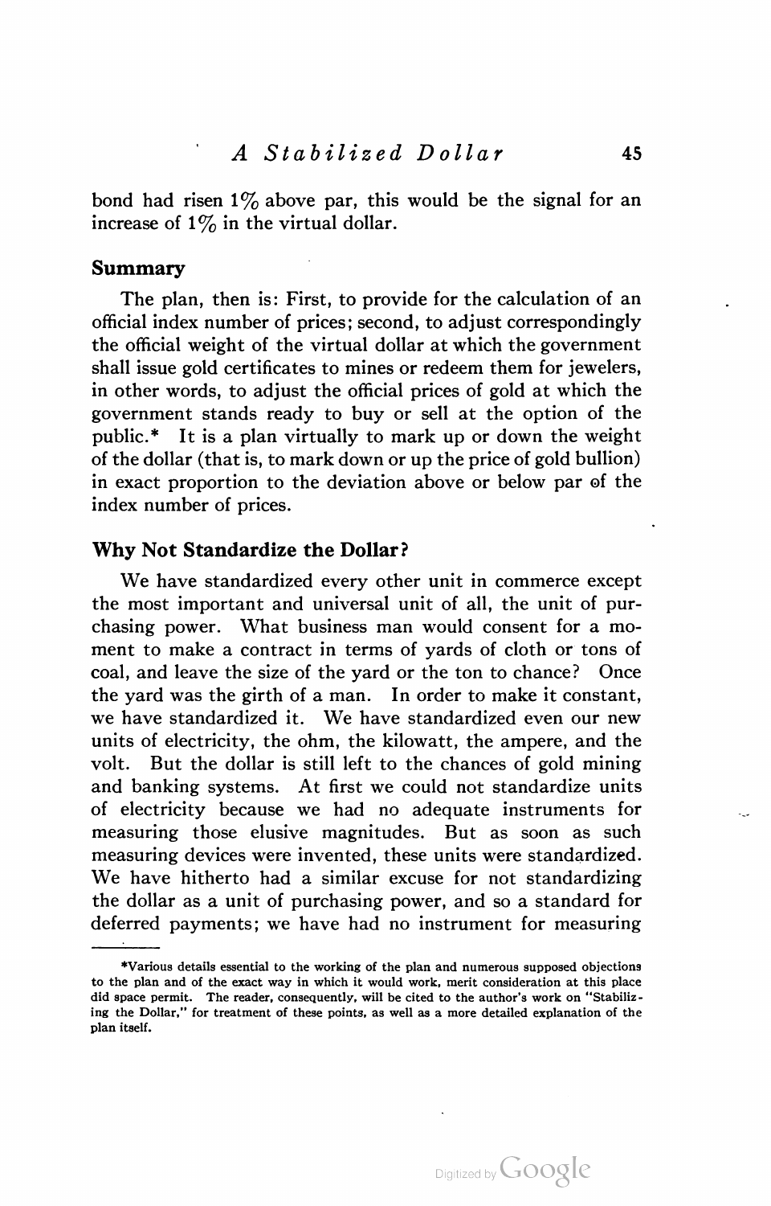bond had risen 1% above par, this would be the signal for an increase of 1% in the virtual dollar.

## Summary

The plan, then is: First, to provide for the calculation of an official index number of prices; second, to adjust correspondingly the official weight of the virtual dollar at which the government shall issue gold certificates to mines or redeem them for jewelers, in other words, to adjust the official prices of gold at which the government stands ready to buy or sell at the option of the public.* It is a plan virtually to mark up or down the weight of the dollar (that is, to mark down or up the price of gold bullion) in exact proportion to the deviation above or below par of the index number of prices.

## Why Not Standardize the Dollar?

We have standardized every other unit in commerce except the most important and universal unit of all, the unit of purchasing power. What business man would consent for a moment to make a contract in terms of yards of cloth or tons of coal, and leave the size of the yard or the ton to chance? Once the yard was the girth of a man. In order to make it constant, we have standardized it. We have standardized even our new units of electricity, the ohm, the kilowatt, the ampere, and the volt. But the dollar is still left to the chances of gold mining and banking systems. At first we could not standardize units of electricity because we had no adequate instruments for measuring those elusive magnitudes. But as soon as such measuring devices were invented, these units were standardized. We have hitherto had a similar excuse for not standardizing the dollar as a unit of purchasing power, and so a standard for deferred payments; we have had no instrument for measuring

*Various details essential to the working of the plan and numerous supposed objections to the plan and of the exact way in which it would work, merit consideration at this place did space permit. The reader, consequently, will be cited to the author's work on "Stabilizing the Dollar," for treatment of these points, as well as a more detailed explanation of the plan itself.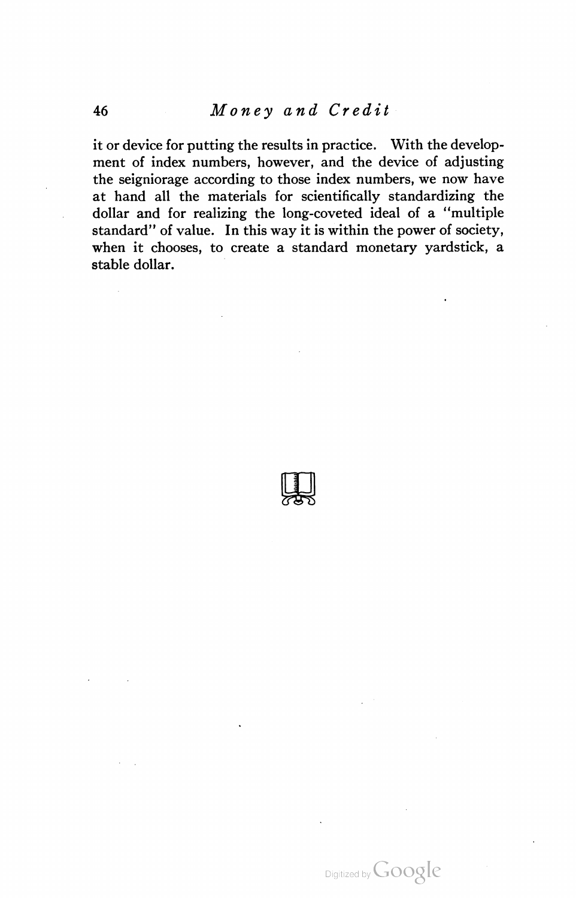it or device for putting the results in practice. With the development of index numbers, however, and the device of adjusting the seigniorage according to those index numbers, we now have at hand all the materials for scientifically standardizing the dollar and for realizing the long-coveted ideal of a "multiple standard" of value. In this way it is within the power of society, when it chooses, to create a standard monetary yardstick, a stable dollar.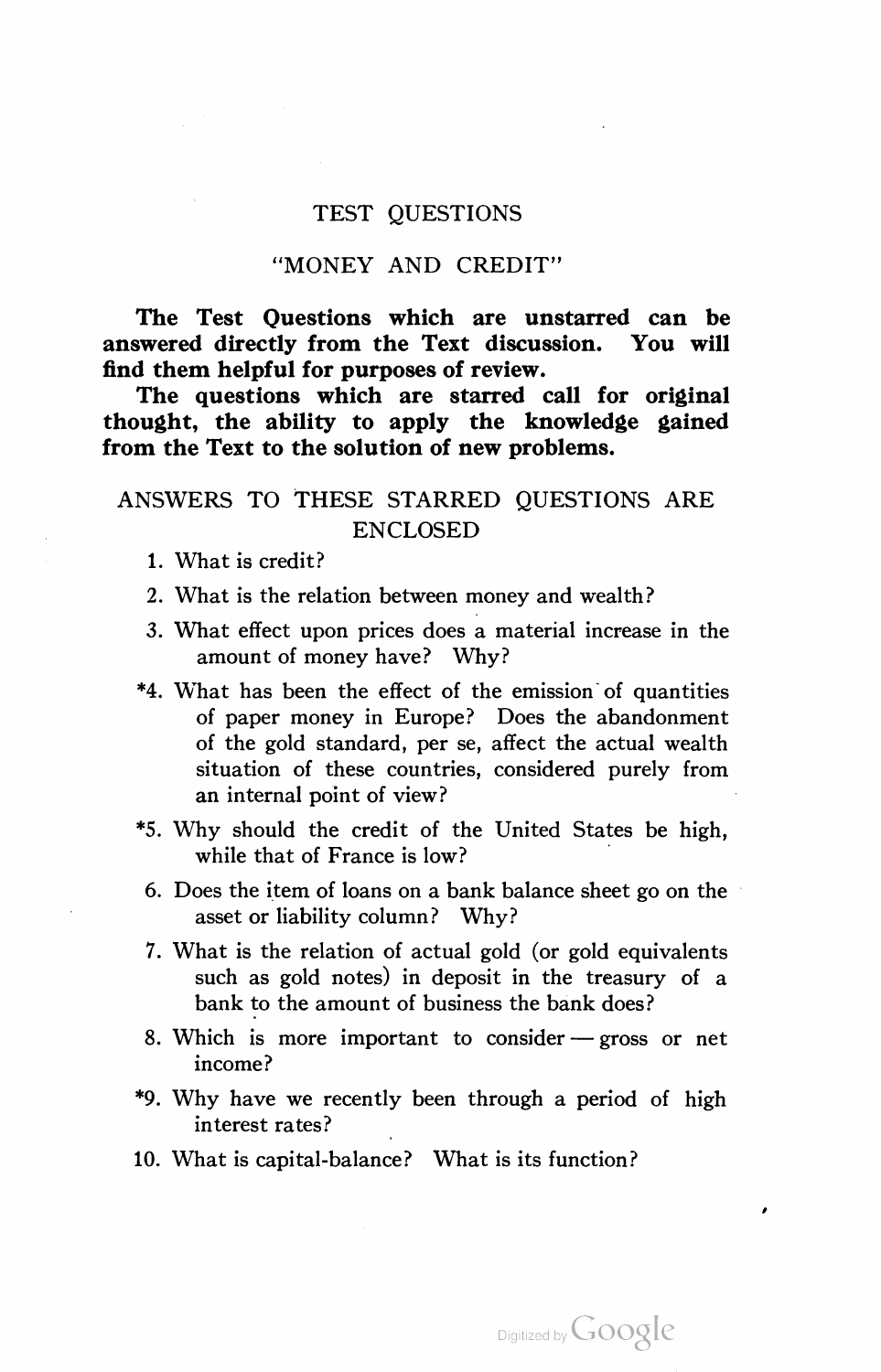## TEST QUESTIONS

### "MONEY AND CREDIT"

**The Test Questions which are unstarred can be answered directly from the Text discussion. You will find them helpful for purposes of review.**

**The questions which are starred call for original thought, the ability to apply the knowledge gained from the Text to the solution of new problems.**

### ANSWERS TO THESE STARRED QUESTIONS ARE ENCLOSED

1. What is credit?
2. What is the relation between money and wealth?
3. What effect upon prices does a material increase in the amount of money have? Why?

*4. What has been the effect of the emission of quantities of paper money in Europe? Does the abandonment of the gold standard, per se, affect the actual wealth situation of these countries, considered purely from an internal point of view?

*5. Why should the credit of the United States be high, while that of France is low?

6. Does the item of loans on a bank balance sheet go on the asset or liability column? Why?
7. What is the relation of actual gold (or gold equivalents such as gold notes) in deposit in the treasury of a bank to the amount of business the bank does?
8. Which is more important to consider — gross or net income?

*9. Why have we recently been through a period of high interest rates?

10. What is capital-balance? What is its function?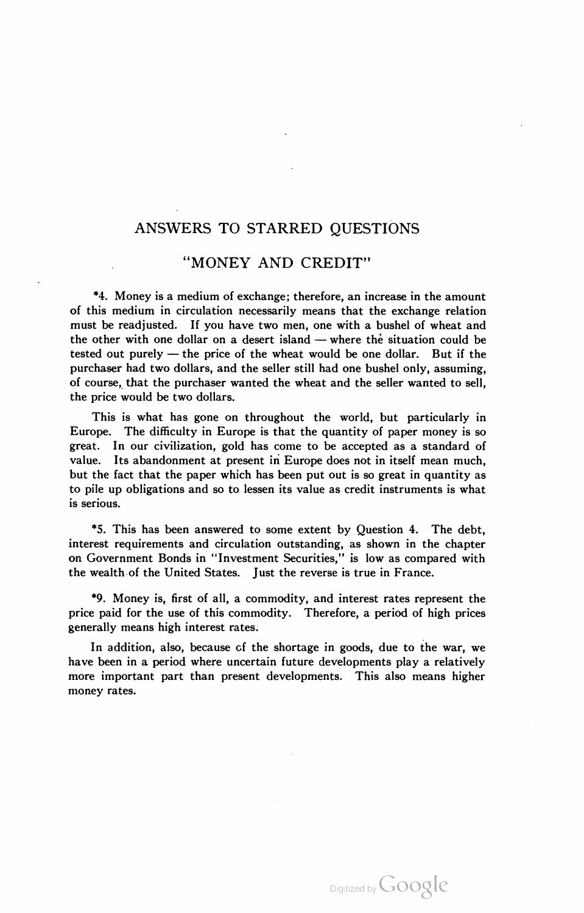# ANSWERS TO STARRED QUESTIONS

## "MONEY AND CREDIT"

*4. Money is a medium of exchange; therefore, an increase in the amount of this medium in circulation necessarily means that the exchange relation must be readjusted. If you have two men, one with a bushel of wheat and the other with one dollar on a desert island — where the situation could be tested out purely — the price of the wheat would be one dollar. But if the purchaser had two dollars, and the seller still had one bushel only, assuming, of course, that the purchaser wanted the wheat and the seller wanted to sell, the price would be two dollars.

This is what has gone on throughout the world, but particularly in Europe. The difficulty in Europe is that the quantity of paper money is so great. In our civilization, gold has come to be accepted as a standard of value. Its abandonment at present in Europe does not in itself mean much, but the fact that the paper which has been put out is so great in quantity as to pile up obligations and so to lessen its value as credit instruments is what is serious.

*5. This has been answered to some extent by Question 4. The debt, interest requirements and circulation outstanding, as shown in the chapter on Government Bonds in "Investment Securities," is low as compared with the wealth of the United States. Just the reverse is true in France.

*9. Money is, first of all, a commodity, and interest rates represent the price paid for the use of this commodity. Therefore, a period of high prices generally means high interest rates.

In addition, also, because of the shortage in goods, due to the war, we have been in a period where uncertain future developments play a relatively more important part than present developments. This also means higher money rates.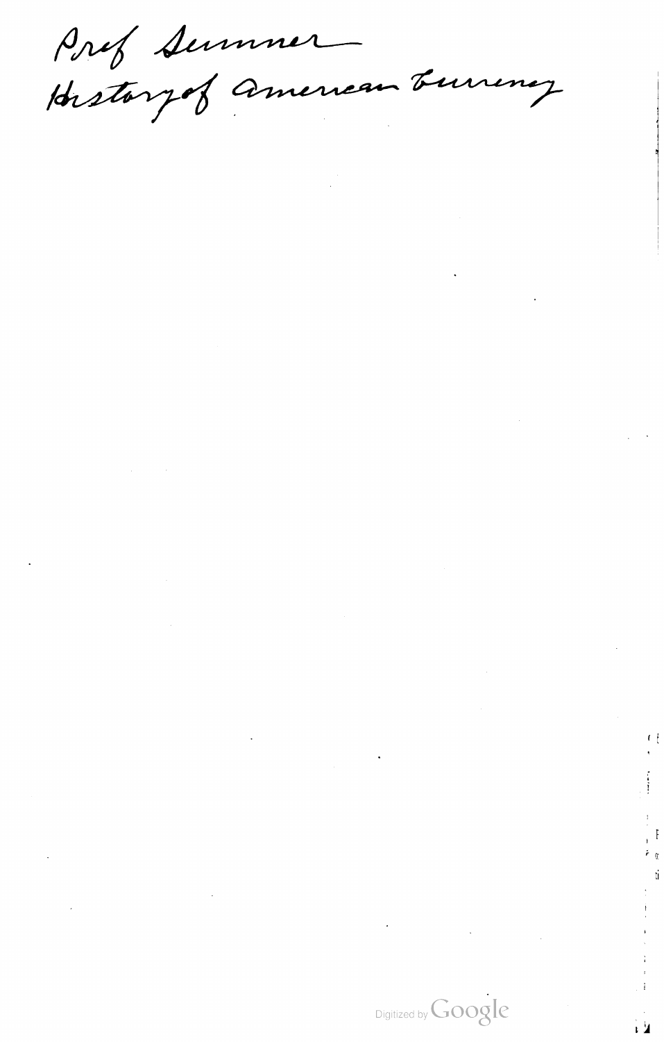Prof Sumner
History of American Currency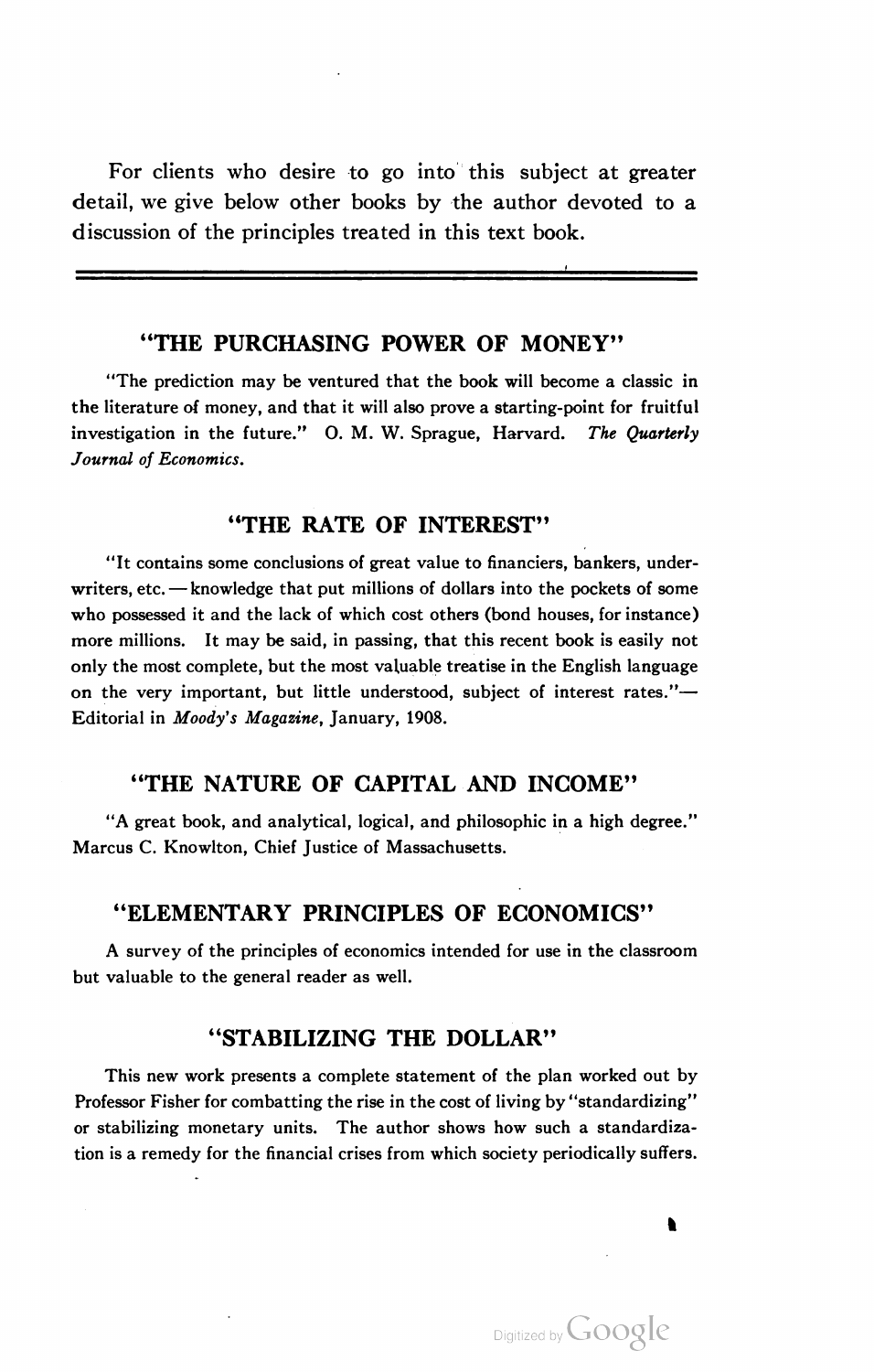For clients who desire to go into this subject at greater detail, we give below other books by the author devoted to a discussion of the principles treated in this text book.

---

## "THE PURCHASING POWER OF MONEY"

"The prediction may be ventured that the book will become a classic in the literature of money, and that it will also prove a starting-point for fruitful investigation in the future." O. M. W. Sprague, Harvard. *The Quarterly Journal of Economics.*

## "THE RATE OF INTEREST"

"It contains some conclusions of great value to financiers, bankers, underwriters, etc. — knowledge that put millions of dollars into the pockets of some who possessed it and the lack of which cost others (bond houses, for instance) more millions. It may be said, in passing, that this recent book is easily not only the most complete, but the most valuable treatise in the English language on the very important, but little understood, subject of interest rates."— Editorial in *Moody's Magazine*, January, 1908.

## "THE NATURE OF CAPITAL AND INCOME"

"A great book, and analytical, logical, and philosophic in a high degree." Marcus C. Knowlton, Chief Justice of Massachusetts.

## "ELEMENTARY PRINCIPLES OF ECONOMICS"

A survey of the principles of economics intended for use in the classroom but valuable to the general reader as well.

## "STABILIZING THE DOLLAR"

This new work presents a complete statement of the plan worked out by Professor Fisher for combatting the rise in the cost of living by "standardizing" or stabilizing monetary units. The author shows how such a standardization is a remedy for the financial crises from which society periodically suffers.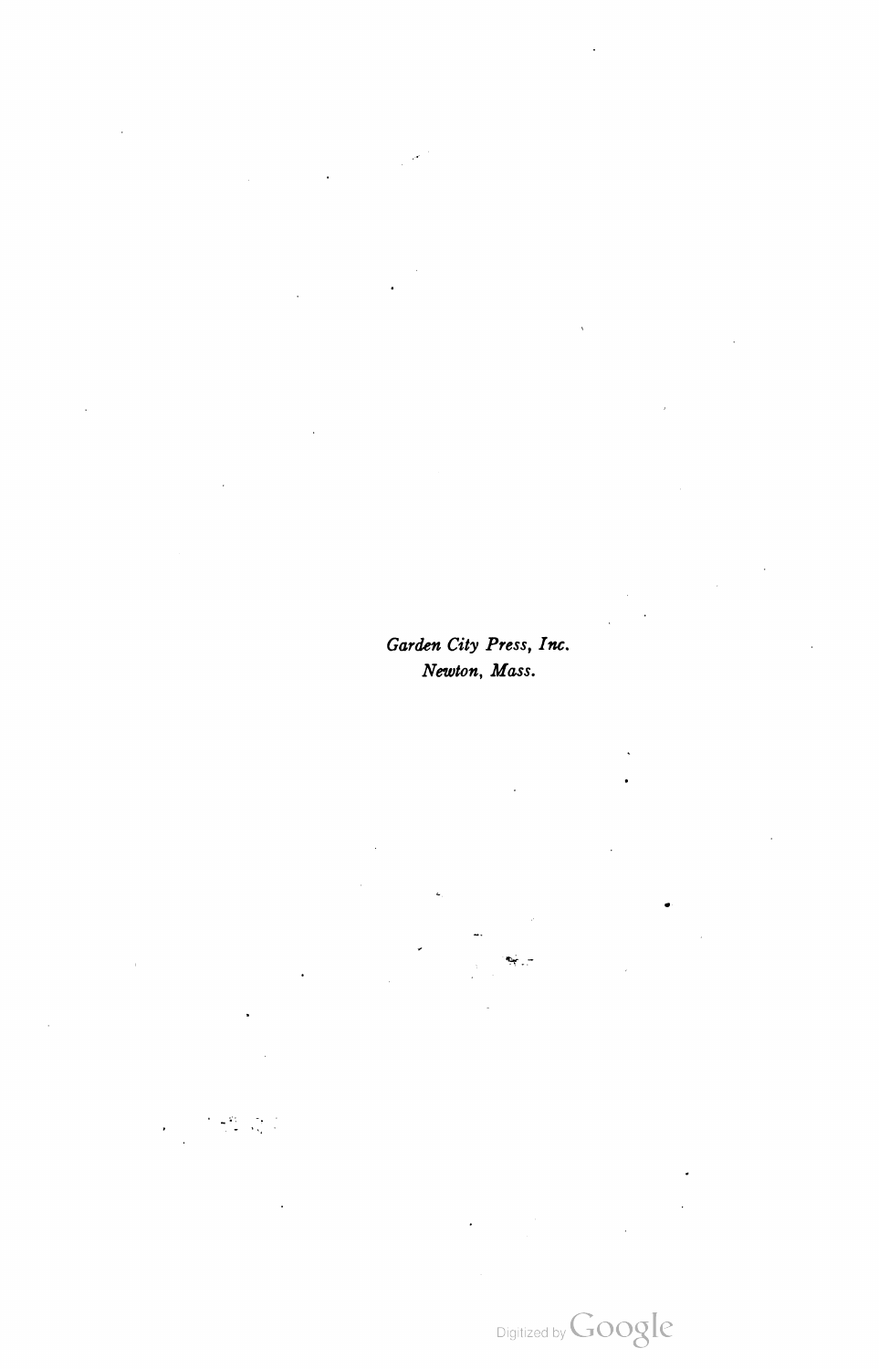*Garden City Press, Inc.*
*Newton, Mass.*